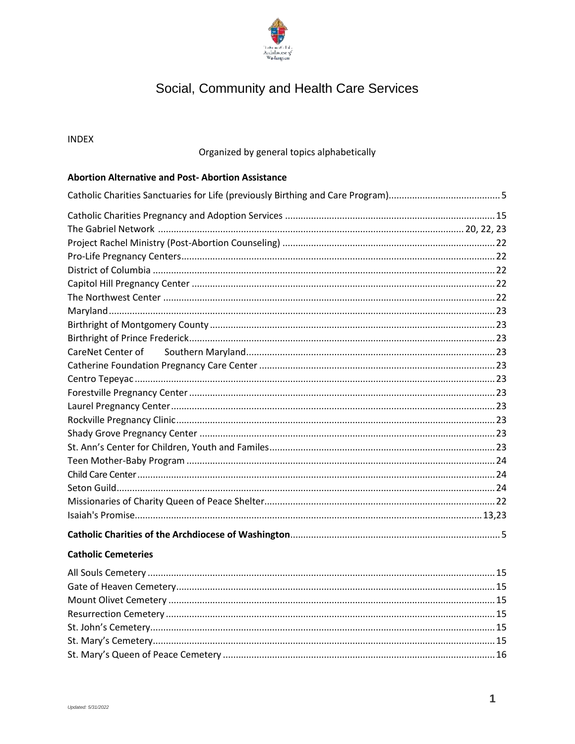# Social, Community and Health Care Services

INDEX

Organized by general topics alphabetically

### Abortion Alternative and Post- Abortion Assistance

Catholic Charities Sanctuaries for Life (previously Birthing and Care Program) ........ 5

Catholic Charities Pregnancy and Adoption Services ........ 15
The Gabriel Network ........ 20, 22, 23
Project Rachel Ministry (Post-Abortion Counseling) ........ 22
Pro-Life Pregnancy Centers ........ 22
District of Columbia ........ 22
Capitol Hill Pregnancy Center ........ 22
The Northwest Center ........ 22
Maryland ........ 23
Birthright of Montgomery County ........ 23
Birthright of Prince Frederick ........ 23
CareNet Center of Southern Maryland ........ 23
Catherine Foundation Pregnancy Care Center ........ 23
Centro Tepeyac ........ 23
Forestville Pregnancy Center ........ 23
Laurel Pregnancy Center ........ 23
Rockville Pregnancy Clinic ........ 23
Shady Grove Pregnancy Center ........ 23
St. Ann's Center for Children, Youth and Familes ........ 23
Teen Mother-Baby Program ........ 24
Child Care Center ........ 24
Seton Guild ........ 24
Missionaries of Charity Queen of Peace Shelter ........ 22
Isaiah's Promise ........ 13,23

**Catholic Charities of the Archdiocese of Washington** ........ 5

### Catholic Cemeteries

All Souls Cemetery ........ 15
Gate of Heaven Cemetery ........ 15
Mount Olivet Cemetery ........ 15
Resurrection Cemetery ........ 15
St. John's Cemetery ........ 15
St. Mary's Cemetery ........ 15
St. Mary's Queen of Peace Cemetery ........ 16

*Updated: 5/31/2022*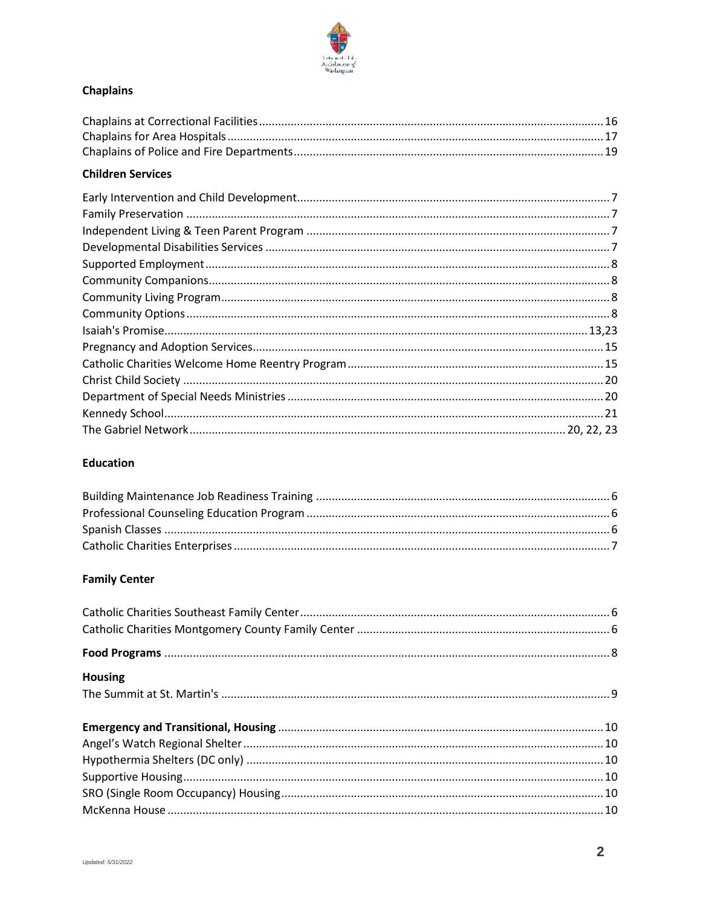### Chaplains

Chaplains at Correctional Facilities ............................................................ 16
Chaplains for Area Hospitals ............................................................ 17
Chaplains of Police and Fire Departments ............................................................ 19

### Children Services

Early Intervention and Child Development ............................................................ 7
Family Preservation ............................................................ 7
Independent Living & Teen Parent Program ............................................................ 7
Developmental Disabilities Services ............................................................ 7
Supported Employment ............................................................ 8
Community Companions ............................................................ 8
Community Living Program ............................................................ 8
Community Options ............................................................ 8
Isaiah's Promise ............................................................ 13,23
Pregnancy and Adoption Services ............................................................ 15
Catholic Charities Welcome Home Reentry Program ............................................................ 15
Christ Child Society ............................................................ 20
Department of Special Needs Ministries ............................................................ 20
Kennedy School ............................................................ 21
The Gabriel Network ............................................................ 20, 22, 23

### Education

Building Maintenance Job Readiness Training ............................................................ 6
Professional Counseling Education Program ............................................................ 6
Spanish Classes ............................................................ 6
Catholic Charities Enterprises ............................................................ 7

### Family Center

Catholic Charities Southeast Family Center ............................................................ 6
Catholic Charities Montgomery County Family Center ............................................................ 6

**Food Programs** ............................................................ 8

### Housing

The Summit at St. Martin's ............................................................ 9

**Emergency and Transitional, Housing** ............................................................ 10
Angel's Watch Regional Shelter ............................................................ 10
Hypothermia Shelters (DC only) ............................................................ 10
Supportive Housing ............................................................ 10
SRO (Single Room Occupancy) Housing ............................................................ 10
McKenna House ............................................................ 10

*Updated: 5/31/2022*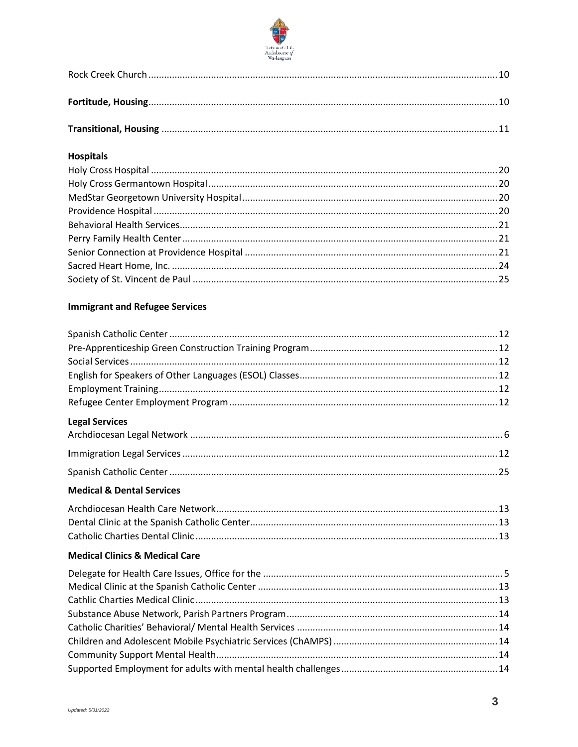Rock Creek Church ..... 10

**Fortitude, Housing** ..... 10

**Transitional, Housing** ..... 11

**Hospitals**

Holy Cross Hospital ..... 20
Holy Cross Germantown Hospital ..... 20
MedStar Georgetown University Hospital ..... 20
Providence Hospital ..... 20
Behavioral Health Services ..... 21
Perry Family Health Center ..... 21
Senior Connection at Providence Hospital ..... 21
Sacred Heart Home, Inc. ..... 24
Society of St. Vincent de Paul ..... 25

**Immigrant and Refugee Services**

Spanish Catholic Center ..... 12
Pre-Apprenticeship Green Construction Training Program ..... 12
Social Services ..... 12
English for Speakers of Other Languages (ESOL) Classes ..... 12
Employment Training ..... 12
Refugee Center Employment Program ..... 12

**Legal Services**

Archdiocesan Legal Network ..... 6

**I**mmigration Legal Services ..... 12

Spanish Catholic Center ..... 25

**Medical & Dental Services**

Archdiocesan Health Care Network ..... 13
Dental Clinic at the Spanish Catholic Center ..... 13
Catholic Charties Dental Clinic ..... 13

**Medical Clinics & Medical Care**

Delegate for Health Care Issues, Office for the ..... 5
Medical Clinic at the Spanish Catholic Center ..... 13
Cathlic Charties Medical Clinic ..... 13
Substance Abuse Network, Parish Partners Program ..... 14
Catholic Charities' Behavioral/ Mental Health Services ..... 14
Children and Adolescent Mobile Psychiatric Services (ChAMPS) ..... 14
Community Support Mental Health ..... 14
Supported Employment for adults with mental health challenges ..... 14

*Updated: 5/31/2022*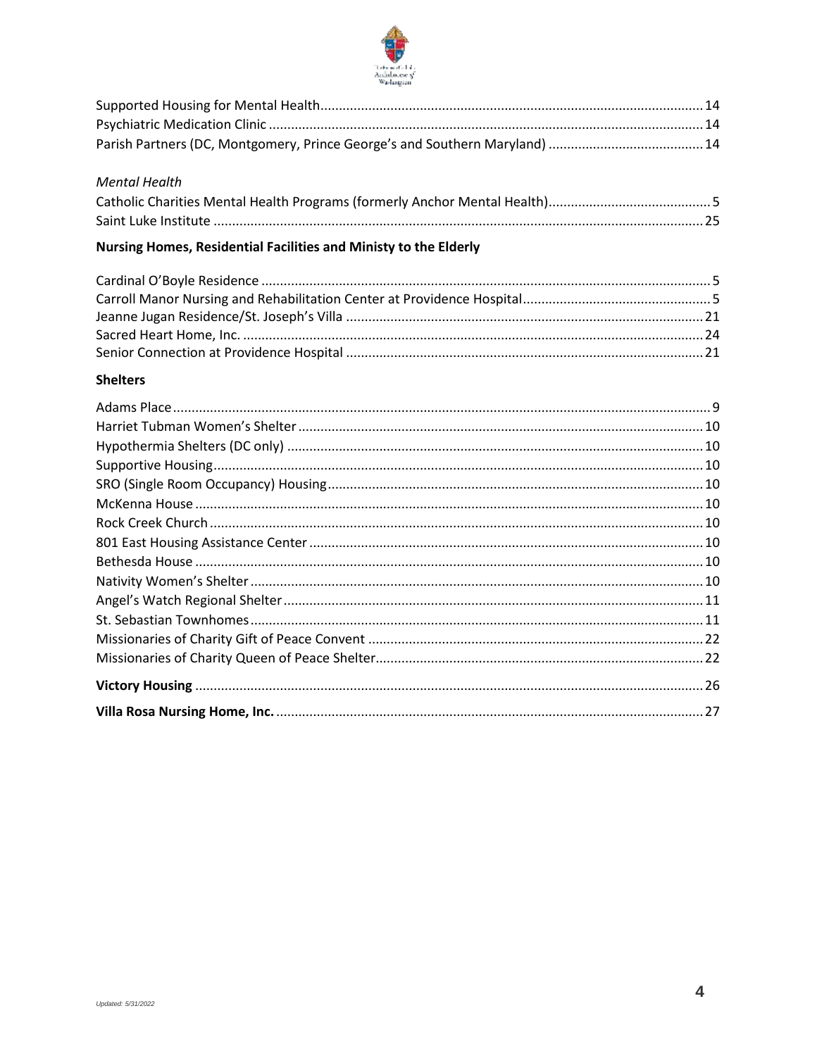Supported Housing for Mental Health ........ 14
Psychiatric Medication Clinic ........ 14
Parish Partners (DC, Montgomery, Prince George's and Southern Maryland) ........ 14

*Mental Health*

Catholic Charities Mental Health Programs (formerly Anchor Mental Health) ........ 5
Saint Luke Institute ........ 25

**Nursing Homes, Residential Facilities and Ministy to the Elderly**

Cardinal O'Boyle Residence ........ 5
Carroll Manor Nursing and Rehabilitation Center at Providence Hospital ........ 5
Jeanne Jugan Residence/St. Joseph's Villa ........ 21
Sacred Heart Home, Inc. ........ 24
Senior Connection at Providence Hospital ........ 21

**Shelters**

Adams Place ........ 9
Harriet Tubman Women's Shelter ........ 10
Hypothermia Shelters (DC only) ........ 10
Supportive Housing ........ 10
SRO (Single Room Occupancy) Housing ........ 10
McKenna House ........ 10
Rock Creek Church ........ 10
801 East Housing Assistance Center ........ 10
Bethesda House ........ 10
Nativity Women's Shelter ........ 10
Angel's Watch Regional Shelter ........ 11
St. Sebastian Townhomes ........ 11
Missionaries of Charity Gift of Peace Convent ........ 22
Missionaries of Charity Queen of Peace Shelter ........ 22

**Victory Housing** ........ 26

**Villa Rosa Nursing Home, Inc.** ........ 27

Updated: 5/31/2022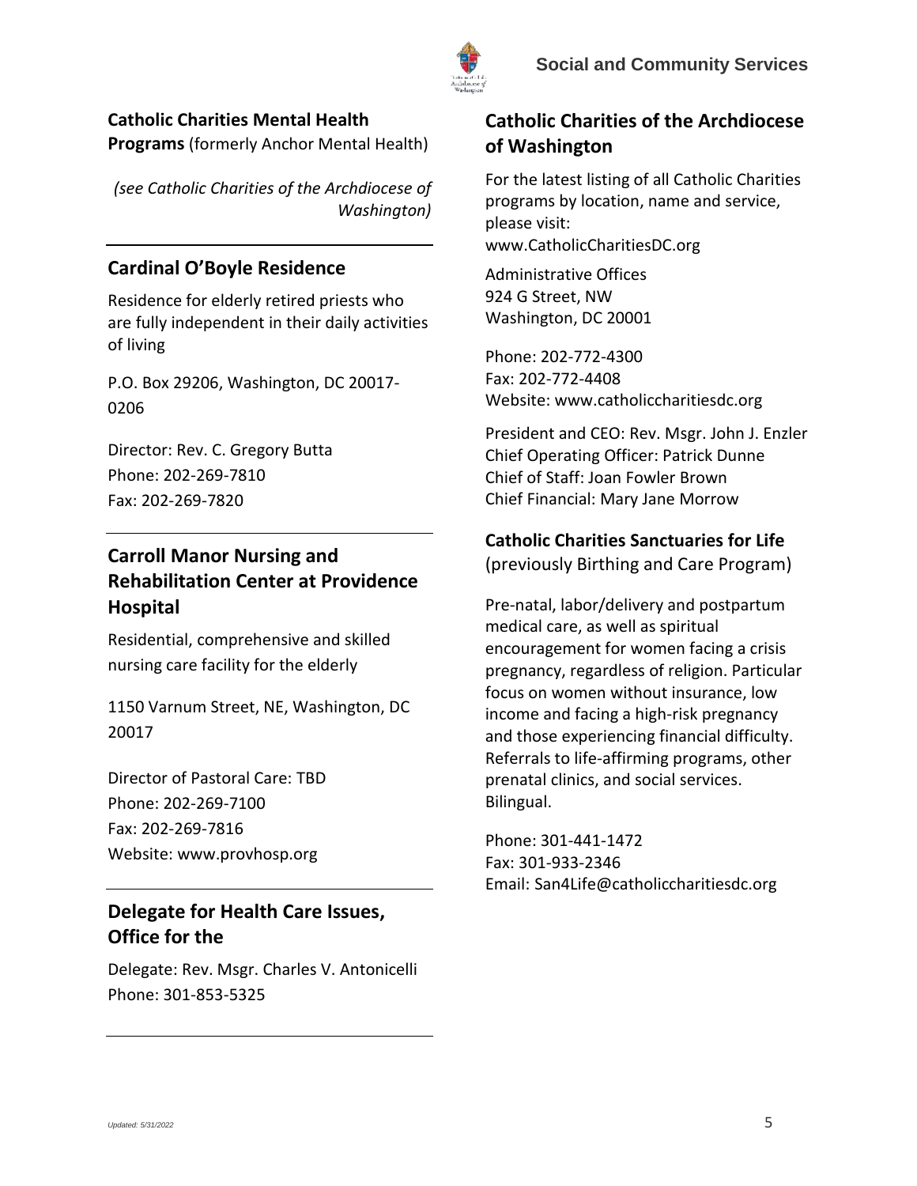**Catholic Charities Mental Health Programs** (formerly Anchor Mental Health)

*(see Catholic Charities of the Archdiocese of Washington)*

## Cardinal O'Boyle Residence

Residence for elderly retired priests who are fully independent in their daily activities of living

P.O. Box 29206, Washington, DC 20017-0206

Director: Rev. C. Gregory Butta
Phone: 202-269-7810
Fax: 202-269-7820

## Carroll Manor Nursing and Rehabilitation Center at Providence Hospital

Residential, comprehensive and skilled nursing care facility for the elderly

1150 Varnum Street, NE, Washington, DC 20017

Director of Pastoral Care: TBD
Phone: 202-269-7100
Fax: 202-269-7816
Website: www.provhosp.org

## Delegate for Health Care Issues, Office for the

Delegate: Rev. Msgr. Charles V. Antonicelli
Phone: 301-853-5325

## Catholic Charities of the Archdiocese of Washington

For the latest listing of all Catholic Charities programs by location, name and service, please visit: www.CatholicCharitiesDC.org

Administrative Offices
924 G Street, NW
Washington, DC 20001

Phone: 202-772-4300
Fax: 202-772-4408
Website: www.catholiccharitiesdc.org

President and CEO: Rev. Msgr. John J. Enzler
Chief Operating Officer: Patrick Dunne
Chief of Staff: Joan Fowler Brown
Chief Financial: Mary Jane Morrow

**Catholic Charities Sanctuaries for Life** (previously Birthing and Care Program)

Pre-natal, labor/delivery and postpartum medical care, as well as spiritual encouragement for women facing a crisis pregnancy, regardless of religion. Particular focus on women without insurance, low income and facing a high-risk pregnancy and those experiencing financial difficulty. Referrals to life-affirming programs, other prenatal clinics, and social services. Bilingual.

Phone: 301-441-1472
Fax: 301-933-2346
Email: San4Life@catholiccharitiesdc.org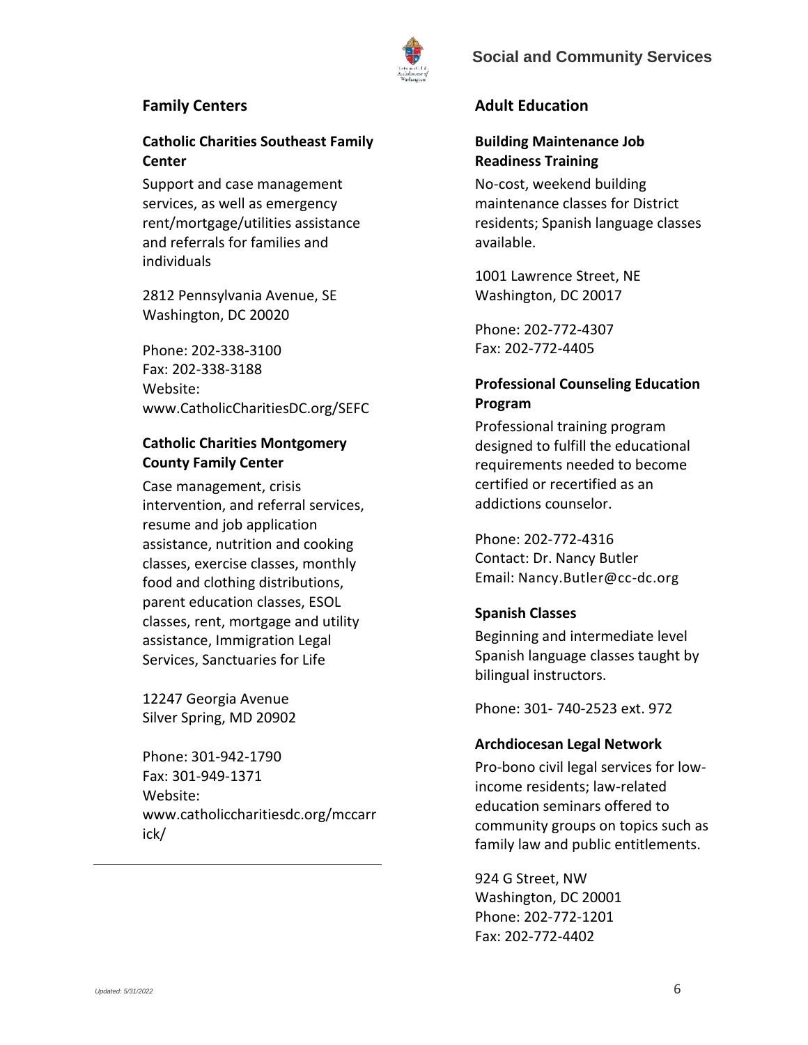## Family Centers

### Catholic Charities Southeast Family Center

Support and case management services, as well as emergency rent/mortgage/utilities assistance and referrals for families and individuals

2812 Pennsylvania Avenue, SE
Washington, DC 20020

Phone: 202-338-3100
Fax: 202-338-3188
Website:
www.CatholicCharitiesDC.org/SEFC

### Catholic Charities Montgomery County Family Center

Case management, crisis intervention, and referral services, resume and job application assistance, nutrition and cooking classes, exercise classes, monthly food and clothing distributions, parent education classes, ESOL classes, rent, mortgage and utility assistance, Immigration Legal Services, Sanctuaries for Life

12247 Georgia Avenue
Silver Spring, MD 20902

Phone: 301-942-1790
Fax: 301-949-1371
Website:
www.catholiccharitiesdc.org/mccarrick/

## Adult Education

### Building Maintenance Job Readiness Training

No-cost, weekend building maintenance classes for District residents; Spanish language classes available.

1001 Lawrence Street, NE
Washington, DC 20017

Phone: 202-772-4307
Fax: 202-772-4405

### Professional Counseling Education Program

Professional training program designed to fulfill the educational requirements needed to become certified or recertified as an addictions counselor.

Phone: 202-772-4316
Contact: Dr. Nancy Butler
Email: Nancy.Butler@cc-dc.org

### Spanish Classes

Beginning and intermediate level Spanish language classes taught by bilingual instructors.

Phone: 301- 740-2523 ext. 972

### Archdiocesan Legal Network

Pro-bono civil legal services for low-income residents; law-related education seminars offered to community groups on topics such as family law and public entitlements.

924 G Street, NW
Washington, DC 20001
Phone: 202-772-1201
Fax: 202-772-4402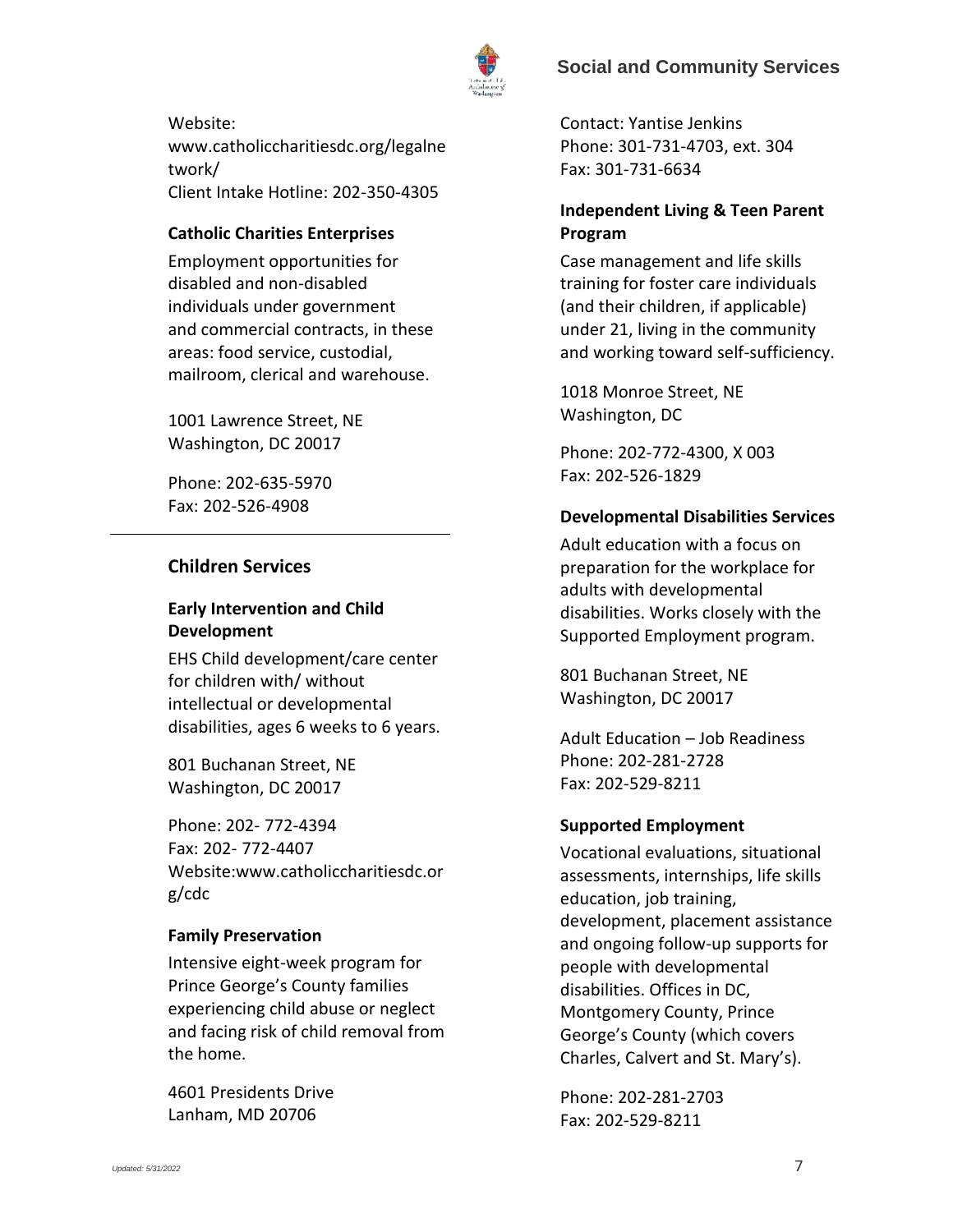Website: www.catholiccharitiesdc.org/legalnetwork/
Client Intake Hotline: 202-350-4305

### Catholic Charities Enterprises

Employment opportunities for disabled and non-disabled individuals under government and commercial contracts, in these areas: food service, custodial, mailroom, clerical and warehouse.

1001 Lawrence Street, NE
Washington, DC 20017

Phone: 202-635-5970
Fax: 202-526-4908

---

## Children Services

### Early Intervention and Child Development

EHS Child development/care center for children with/ without intellectual or developmental disabilities, ages 6 weeks to 6 years.

801 Buchanan Street, NE
Washington, DC 20017

Phone: 202- 772-4394
Fax: 202- 772-4407
Website:www.catholiccharitiesdc.org/cdc

### Family Preservation

Intensive eight-week program for Prince George's County families experiencing child abuse or neglect and facing risk of child removal from the home.

4601 Presidents Drive
Lanham, MD 20706

Contact: Yantise Jenkins
Phone: 301-731-4703, ext. 304
Fax: 301-731-6634

### Independent Living & Teen Parent Program

Case management and life skills training for foster care individuals (and their children, if applicable) under 21, living in the community and working toward self-sufficiency.

1018 Monroe Street, NE
Washington, DC

Phone: 202-772-4300, X 003
Fax: 202-526-1829

### Developmental Disabilities Services

Adult education with a focus on preparation for the workplace for adults with developmental disabilities. Works closely with the Supported Employment program.

801 Buchanan Street, NE
Washington, DC 20017

Adult Education – Job Readiness
Phone: 202-281-2728
Fax: 202-529-8211

### Supported Employment

Vocational evaluations, situational assessments, internships, life skills education, job training, development, placement assistance and ongoing follow-up supports for people with developmental disabilities. Offices in DC, Montgomery County, Prince George's County (which covers Charles, Calvert and St. Mary's).

Phone: 202-281-2703
Fax: 202-529-8211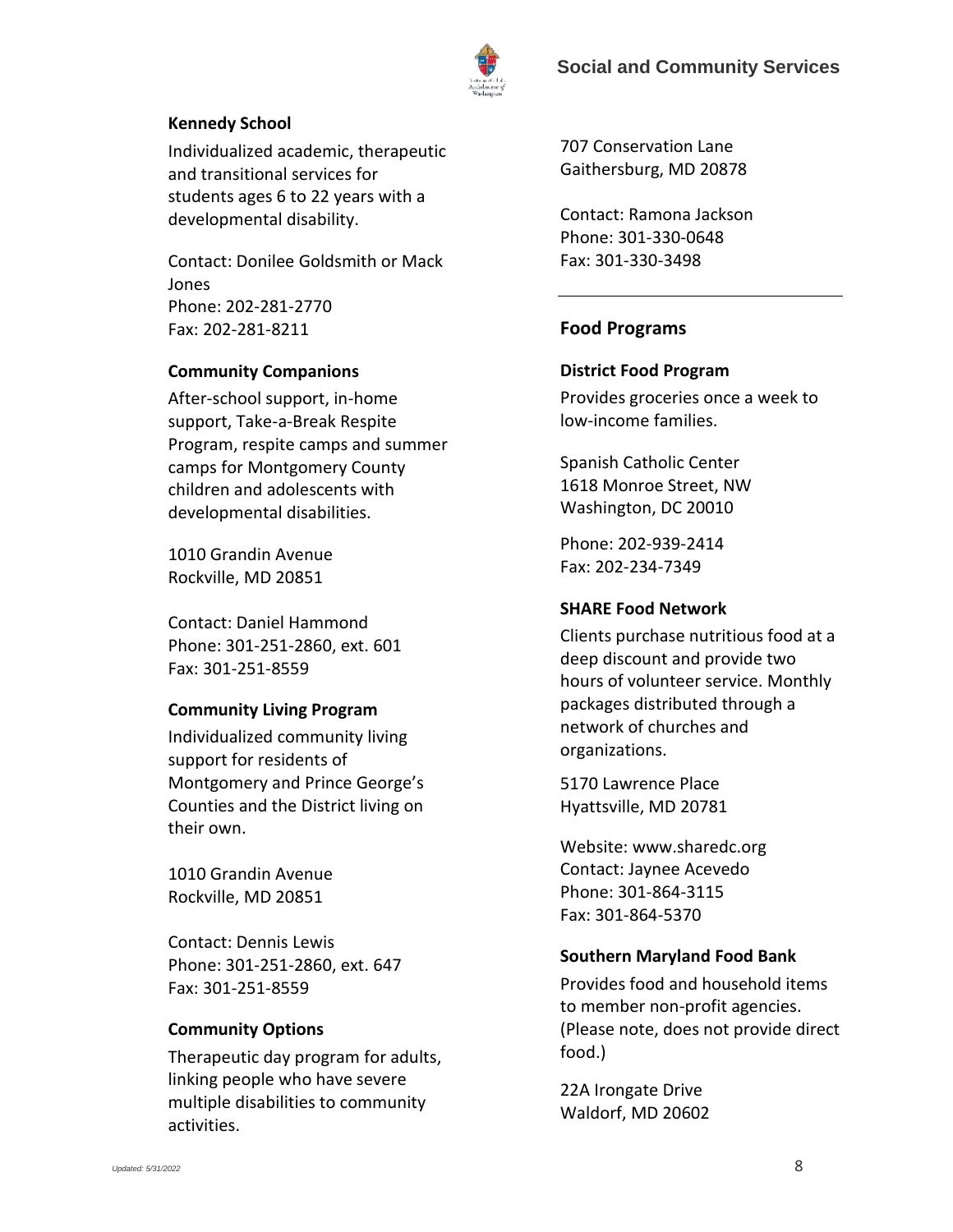**Kennedy School**

Individualized academic, therapeutic and transitional services for students ages 6 to 22 years with a developmental disability.

Contact: Donilee Goldsmith or Mack Jones
Phone: 202-281-2770
Fax: 202-281-8211

**Community Companions**

After-school support, in-home support, Take-a-Break Respite Program, respite camps and summer camps for Montgomery County children and adolescents with developmental disabilities.

1010 Grandin Avenue
Rockville, MD 20851

Contact: Daniel Hammond
Phone: 301-251-2860, ext. 601
Fax: 301-251-8559

**Community Living Program**

Individualized community living support for residents of Montgomery and Prince George's Counties and the District living on their own.

1010 Grandin Avenue
Rockville, MD 20851

Contact: Dennis Lewis
Phone: 301-251-2860, ext. 647
Fax: 301-251-8559

**Community Options**

Therapeutic day program for adults, linking people who have severe multiple disabilities to community activities.

707 Conservation Lane
Gaithersburg, MD 20878

Contact: Ramona Jackson
Phone: 301-330-0648
Fax: 301-330-3498

---

## Food Programs

**District Food Program**

Provides groceries once a week to low-income families.

Spanish Catholic Center
1618 Monroe Street, NW
Washington, DC 20010

Phone: 202-939-2414
Fax: 202-234-7349

**SHARE Food Network**

Clients purchase nutritious food at a deep discount and provide two hours of volunteer service. Monthly packages distributed through a network of churches and organizations.

5170 Lawrence Place
Hyattsville, MD 20781

Website: www.sharedc.org
Contact: Jaynee Acevedo
Phone: 301-864-3115
Fax: 301-864-5370

**Southern Maryland Food Bank**

Provides food and household items to member non-profit agencies. (Please note, does not provide direct food.)

22A Irongate Drive
Waldorf, MD 20602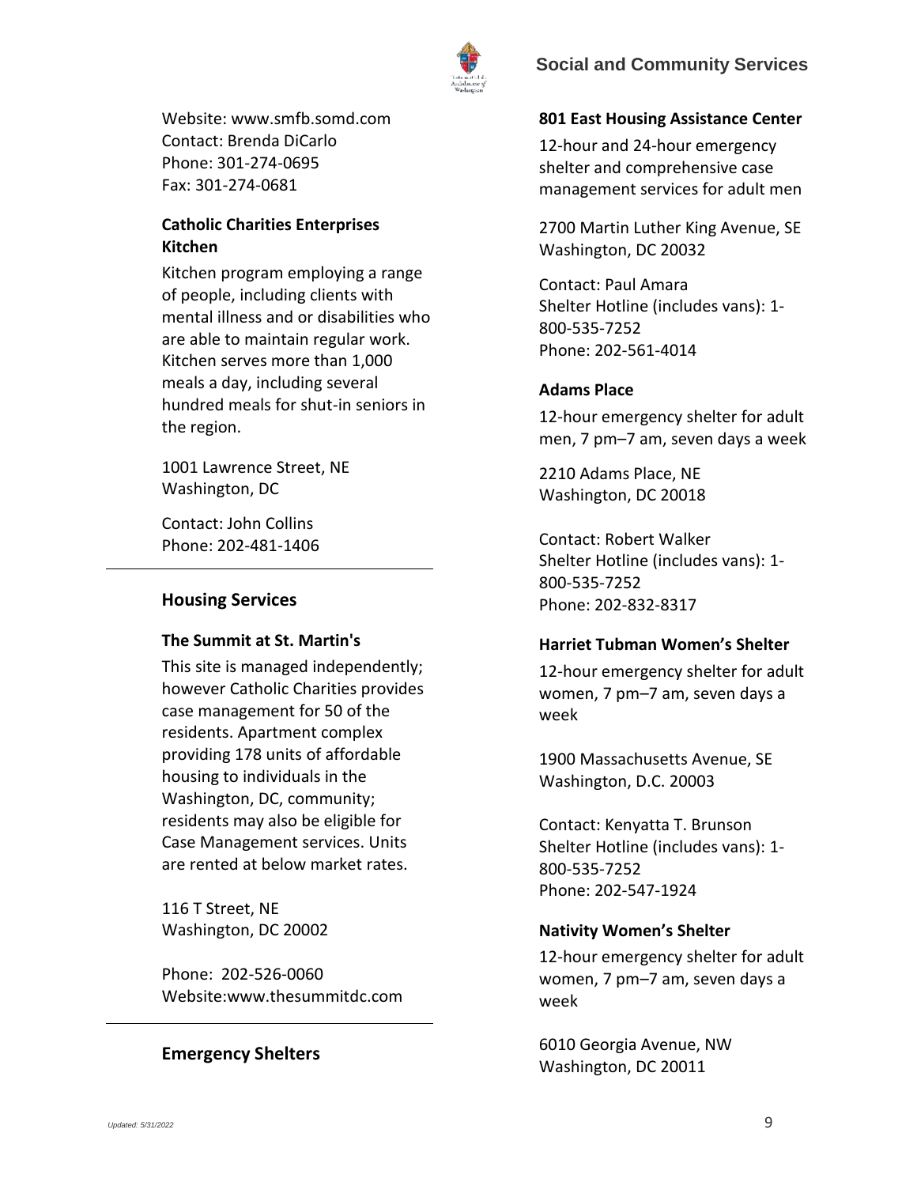Website: www.smfb.somd.com
Contact: Brenda DiCarlo
Phone: 301-274-0695
Fax: 301-274-0681

**Catholic Charities Enterprises Kitchen**

Kitchen program employing a range of people, including clients with mental illness and or disabilities who are able to maintain regular work. Kitchen serves more than 1,000 meals a day, including several hundred meals for shut-in seniors in the region.

1001 Lawrence Street, NE
Washington, DC

Contact: John Collins
Phone: 202-481-1406

---

## Housing Services

**The Summit at St. Martin's**

This site is managed independently; however Catholic Charities provides case management for 50 of the residents. Apartment complex providing 178 units of affordable housing to individuals in the Washington, DC, community; residents may also be eligible for Case Management services. Units are rented at below market rates.

116 T Street, NE
Washington, DC 20002

Phone: 202-526-0060
Website:www.thesummitdc.com

---

## Emergency Shelters

**801 East Housing Assistance Center**

12-hour and 24-hour emergency shelter and comprehensive case management services for adult men

2700 Martin Luther King Avenue, SE
Washington, DC 20032

Contact: Paul Amara
Shelter Hotline (includes vans): 1-800-535-7252
Phone: 202-561-4014

**Adams Place**

12-hour emergency shelter for adult men, 7 pm–7 am, seven days a week

2210 Adams Place, NE
Washington, DC 20018

Contact: Robert Walker
Shelter Hotline (includes vans): 1-800-535-7252
Phone: 202-832-8317

**Harriet Tubman Women's Shelter**

12-hour emergency shelter for adult women, 7 pm–7 am, seven days a week

1900 Massachusetts Avenue, SE
Washington, D.C. 20003

Contact: Kenyatta T. Brunson
Shelter Hotline (includes vans): 1-800-535-7252
Phone: 202-547-1924

**Nativity Women's Shelter**

12-hour emergency shelter for adult women, 7 pm–7 am, seven days a week

6010 Georgia Avenue, NW
Washington, DC 20011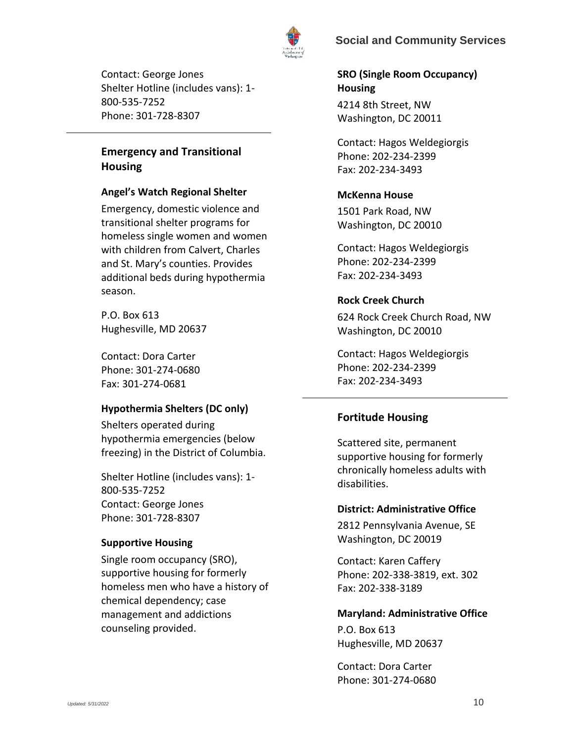Contact: George Jones
Shelter Hotline (includes vans): 1-800-535-7252
Phone: 301-728-8307

## Emergency and Transitional Housing

### Angel's Watch Regional Shelter

Emergency, domestic violence and transitional shelter programs for homeless single women and women with children from Calvert, Charles and St. Mary's counties. Provides additional beds during hypothermia season.

P.O. Box 613
Hughesville, MD 20637

Contact: Dora Carter
Phone: 301-274-0680
Fax: 301-274-0681

### Hypothermia Shelters (DC only)

Shelters operated during hypothermia emergencies (below freezing) in the District of Columbia.

Shelter Hotline (includes vans): 1-800-535-7252
Contact: George Jones
Phone: 301-728-8307

### Supportive Housing

Single room occupancy (SRO), supportive housing for formerly homeless men who have a history of chemical dependency; case management and addictions counseling provided.

### SRO (Single Room Occupancy) Housing

4214 8th Street, NW
Washington, DC 20011

Contact: Hagos Weldegiorgis
Phone: 202-234-2399
Fax: 202-234-3493

### McKenna House

1501 Park Road, NW
Washington, DC 20010

Contact: Hagos Weldegiorgis
Phone: 202-234-2399
Fax: 202-234-3493

### Rock Creek Church

624 Rock Creek Church Road, NW
Washington, DC 20010

Contact: Hagos Weldegiorgis
Phone: 202-234-2399
Fax: 202-234-3493

## Fortitude Housing

Scattered site, permanent supportive housing for formerly chronically homeless adults with disabilities.

### District: Administrative Office

2812 Pennsylvania Avenue, SE
Washington, DC 20019

Contact: Karen Caffery
Phone: 202-338-3819, ext. 302
Fax: 202-338-3189

### Maryland: Administrative Office

P.O. Box 613
Hughesville, MD 20637

Contact: Dora Carter
Phone: 301-274-0680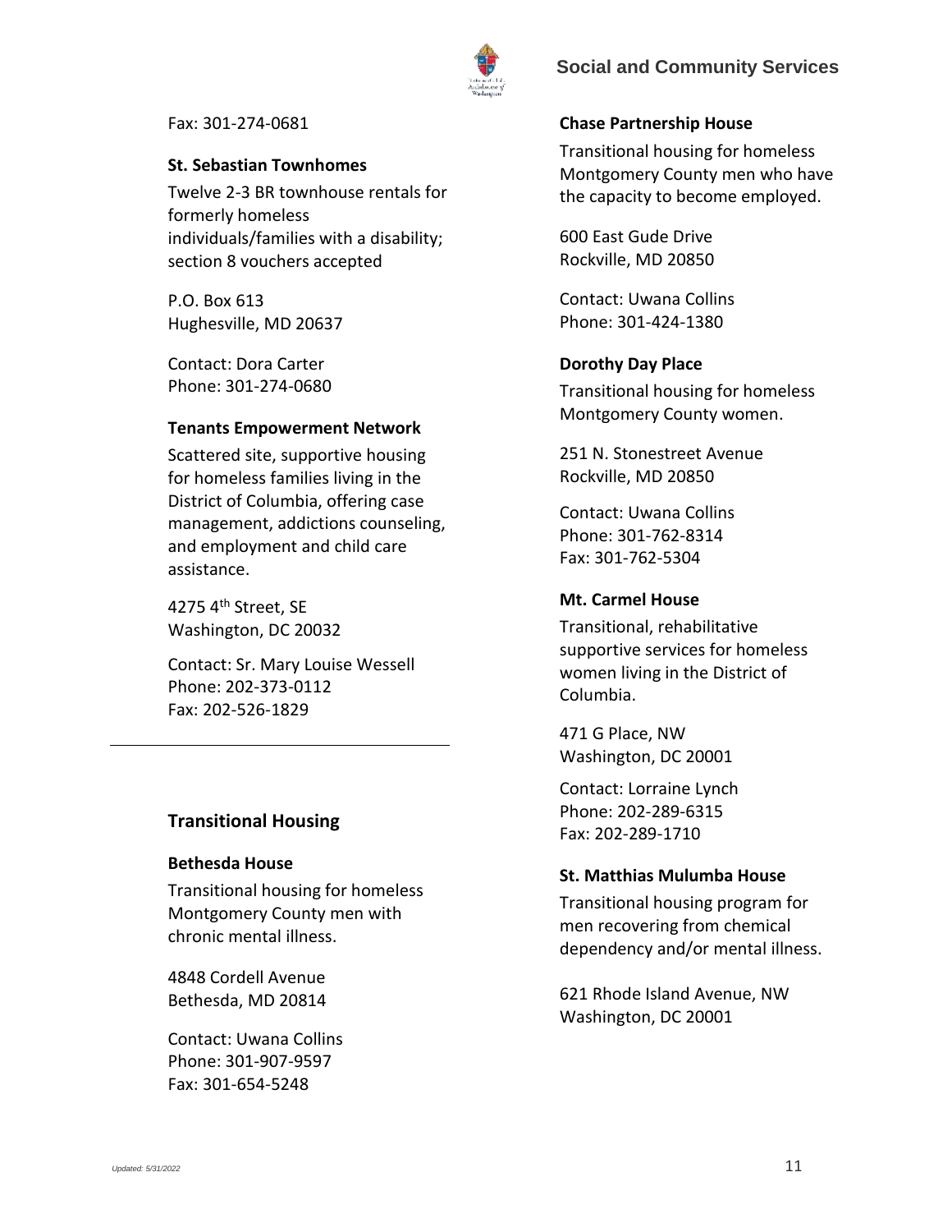Fax: 301-274-0681

**St. Sebastian Townhomes**

Twelve 2-3 BR townhouse rentals for formerly homeless individuals/families with a disability; section 8 vouchers accepted

P.O. Box 613
Hughesville, MD 20637

Contact: Dora Carter
Phone: 301-274-0680

**Tenants Empowerment Network**

Scattered site, supportive housing for homeless families living in the District of Columbia, offering case management, addictions counseling, and employment and child care assistance.

4275 4th Street, SE
Washington, DC 20032

Contact: Sr. Mary Louise Wessell
Phone: 202-373-0112
Fax: 202-526-1829

---

## Transitional Housing

**Bethesda House**

Transitional housing for homeless Montgomery County men with chronic mental illness.

4848 Cordell Avenue
Bethesda, MD 20814

Contact: Uwana Collins
Phone: 301-907-9597
Fax: 301-654-5248

**Chase Partnership House**

Transitional housing for homeless Montgomery County men who have the capacity to become employed.

600 East Gude Drive
Rockville, MD 20850

Contact: Uwana Collins
Phone: 301-424-1380

**Dorothy Day Place**

Transitional housing for homeless Montgomery County women.

251 N. Stonestreet Avenue
Rockville, MD 20850

Contact: Uwana Collins
Phone: 301-762-8314
Fax: 301-762-5304

**Mt. Carmel House**

Transitional, rehabilitative supportive services for homeless women living in the District of Columbia.

471 G Place, NW
Washington, DC 20001

Contact: Lorraine Lynch
Phone: 202-289-6315
Fax: 202-289-1710

**St. Matthias Mulumba House**

Transitional housing program for men recovering from chemical dependency and/or mental illness.

621 Rhode Island Avenue, NW
Washington, DC 20001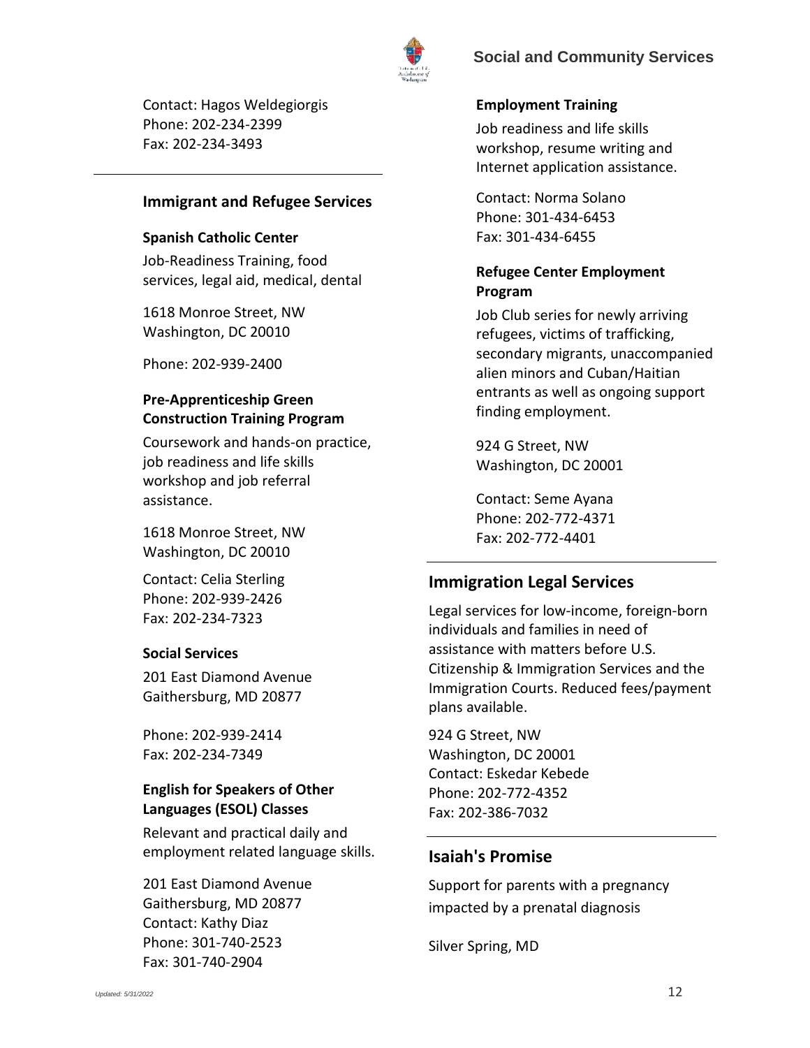Contact: Hagos Weldegiorgis
Phone: 202-234-2399
Fax: 202-234-3493

---

## Immigrant and Refugee Services

### Spanish Catholic Center

Job-Readiness Training, food services, legal aid, medical, dental

1618 Monroe Street, NW
Washington, DC 20010

Phone: 202-939-2400

### Pre-Apprenticeship Green Construction Training Program

Coursework and hands-on practice, job readiness and life skills workshop and job referral assistance.

1618 Monroe Street, NW
Washington, DC 20010

Contact: Celia Sterling
Phone: 202-939-2426
Fax: 202-234-7323

### Social Services

201 East Diamond Avenue
Gaithersburg, MD 20877

Phone: 202-939-2414
Fax: 202-234-7349

### English for Speakers of Other Languages (ESOL) Classes

Relevant and practical daily and employment related language skills.

201 East Diamond Avenue
Gaithersburg, MD 20877
Contact: Kathy Diaz
Phone: 301-740-2523
Fax: 301-740-2904

### Employment Training

Job readiness and life skills workshop, resume writing and Internet application assistance.

Contact: Norma Solano
Phone: 301-434-6453
Fax: 301-434-6455

### Refugee Center Employment Program

Job Club series for newly arriving refugees, victims of trafficking, secondary migrants, unaccompanied alien minors and Cuban/Haitian entrants as well as ongoing support finding employment.

924 G Street, NW
Washington, DC 20001

Contact: Seme Ayana
Phone: 202-772-4371
Fax: 202-772-4401

---

## Immigration Legal Services

Legal services for low-income, foreign-born individuals and families in need of assistance with matters before U.S. Citizenship & Immigration Services and the Immigration Courts. Reduced fees/payment plans available.

924 G Street, NW
Washington, DC 20001
Contact: Eskedar Kebede
Phone: 202-772-4352
Fax: 202-386-7032

---

## Isaiah's Promise

Support for parents with a pregnancy impacted by a prenatal diagnosis

Silver Spring, MD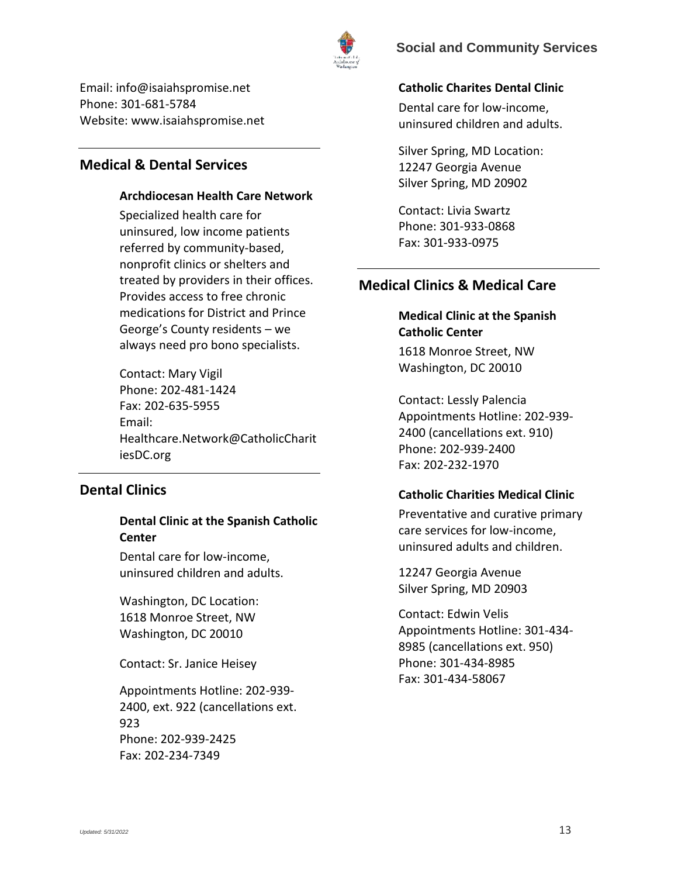Email: info@isaiahspromise.net
Phone: 301-681-5784
Website: www.isaiahspromise.net

## Medical & Dental Services

### Archdiocesan Health Care Network

Specialized health care for uninsured, low income patients referred by community-based, nonprofit clinics or shelters and treated by providers in their offices. Provides access to free chronic medications for District and Prince George's County residents – we always need pro bono specialists.

Contact: Mary Vigil
Phone: 202-481-1424
Fax: 202-635-5955
Email: Healthcare.Network@CatholicCharitiesDC.org

## Dental Clinics

### Dental Clinic at the Spanish Catholic Center

Dental care for low-income, uninsured children and adults.

Washington, DC Location:
1618 Monroe Street, NW
Washington, DC 20010

Contact: Sr. Janice Heisey

Appointments Hotline: 202-939-2400, ext. 922 (cancellations ext. 923
Phone: 202-939-2425
Fax: 202-234-7349

### Catholic Charites Dental Clinic

Dental care for low-income, uninsured children and adults.

Silver Spring, MD Location:
12247 Georgia Avenue
Silver Spring, MD 20902

Contact: Livia Swartz
Phone: 301-933-0868
Fax: 301-933-0975

## Medical Clinics & Medical Care

### Medical Clinic at the Spanish Catholic Center

1618 Monroe Street, NW
Washington, DC 20010

Contact: Lessly Palencia
Appointments Hotline: 202-939-2400 (cancellations ext. 910)
Phone: 202-939-2400
Fax: 202-232-1970

### Catholic Charities Medical Clinic

Preventative and curative primary care services for low-income, uninsured adults and children.

12247 Georgia Avenue
Silver Spring, MD 20903

Contact: Edwin Velis
Appointments Hotline: 301-434-8985 (cancellations ext. 950)
Phone: 301-434-8985
Fax: 301-434-58067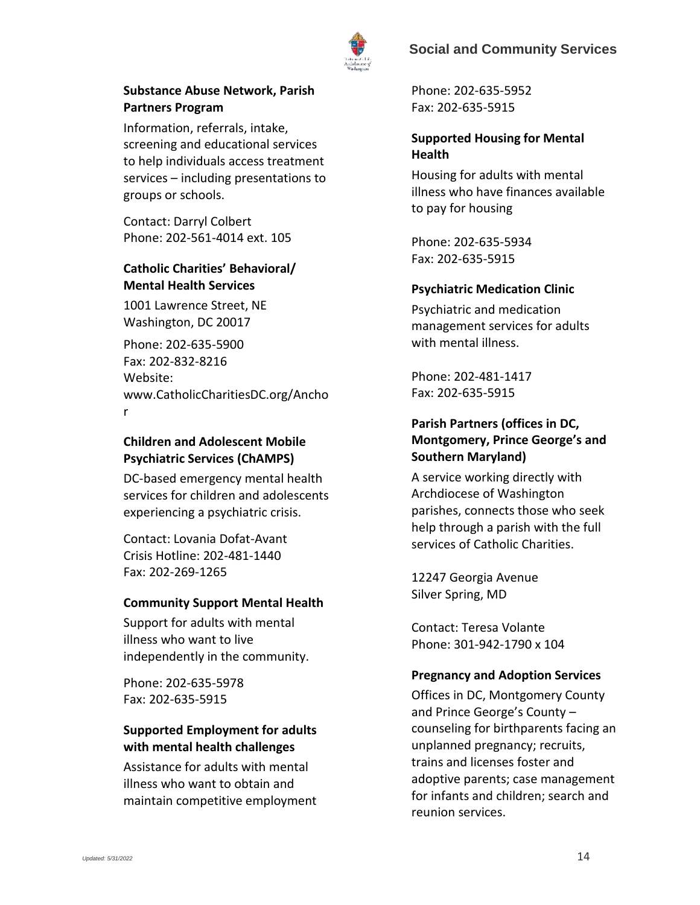### Substance Abuse Network, Parish Partners Program

Information, referrals, intake, screening and educational services to help individuals access treatment services – including presentations to groups or schools.

Contact: Darryl Colbert
Phone: 202-561-4014 ext. 105

### Catholic Charities' Behavioral/ Mental Health Services

1001 Lawrence Street, NE
Washington, DC 20017

Phone: 202-635-5900
Fax: 202-832-8216
Website: www.CatholicCharitiesDC.org/Anchor

### Children and Adolescent Mobile Psychiatric Services (ChAMPS)

DC-based emergency mental health services for children and adolescents experiencing a psychiatric crisis.

Contact: Lovania Dofat-Avant
Crisis Hotline: 202-481-1440
Fax: 202-269-1265

### Community Support Mental Health

Support for adults with mental illness who want to live independently in the community.

Phone: 202-635-5978
Fax: 202-635-5915

### Supported Employment for adults with mental health challenges

Assistance for adults with mental illness who want to obtain and maintain competitive employment

Phone: 202-635-5952
Fax: 202-635-5915

### Supported Housing for Mental Health

Housing for adults with mental illness who have finances available to pay for housing

Phone: 202-635-5934
Fax: 202-635-5915

### Psychiatric Medication Clinic

Psychiatric and medication management services for adults with mental illness.

Phone: 202-481-1417
Fax: 202-635-5915

### Parish Partners (offices in DC, Montgomery, Prince George's and Southern Maryland)

A service working directly with Archdiocese of Washington parishes, connects those who seek help through a parish with the full services of Catholic Charities.

12247 Georgia Avenue
Silver Spring, MD

Contact: Teresa Volante
Phone: 301-942-1790 x 104

### Pregnancy and Adoption Services

Offices in DC, Montgomery County and Prince George's County – counseling for birthparents facing an unplanned pregnancy; recruits, trains and licenses foster and adoptive parents; case management for infants and children; search and reunion services.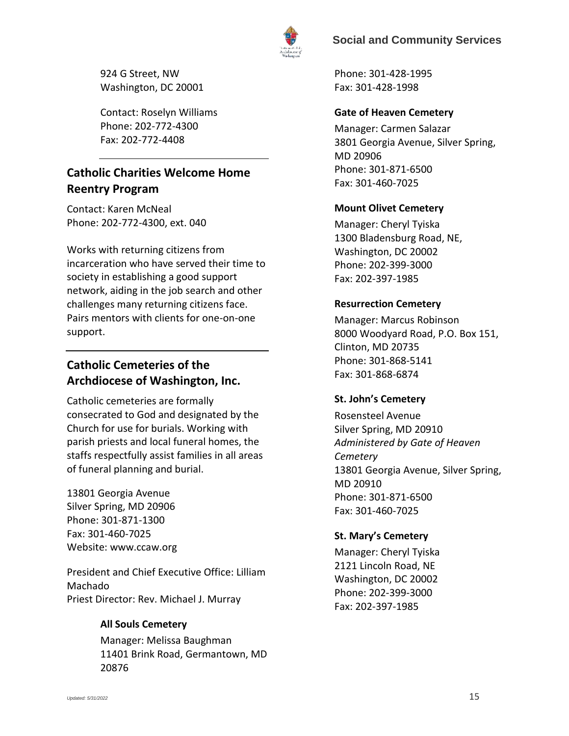924 G Street, NW
Washington, DC 20001

Contact: Roselyn Williams
Phone: 202-772-4300
Fax: 202-772-4408

## Catholic Charities Welcome Home Reentry Program

Contact: Karen McNeal
Phone: 202-772-4300, ext. 040

Works with returning citizens from incarceration who have served their time to society in establishing a good support network, aiding in the job search and other challenges many returning citizens face. Pairs mentors with clients for one-on-one support.

## Catholic Cemeteries of the Archdiocese of Washington, Inc.

Catholic cemeteries are formally consecrated to God and designated by the Church for use for burials. Working with parish priests and local funeral homes, the staffs respectfully assist families in all areas of funeral planning and burial.

13801 Georgia Avenue
Silver Spring, MD 20906
Phone: 301-871-1300
Fax: 301-460-7025
Website: www.ccaw.org

President and Chief Executive Office: Lilliam Machado
Priest Director: Rev. Michael J. Murray

### All Souls Cemetery

Manager: Melissa Baughman
11401 Brink Road, Germantown, MD 20876
Phone: 301-428-1995
Fax: 301-428-1998

### Gate of Heaven Cemetery

Manager: Carmen Salazar
3801 Georgia Avenue, Silver Spring, MD 20906
Phone: 301-871-6500
Fax: 301-460-7025

### Mount Olivet Cemetery

Manager: Cheryl Tyiska
1300 Bladensburg Road, NE,
Washington, DC 20002
Phone: 202-399-3000
Fax: 202-397-1985

### Resurrection Cemetery

Manager: Marcus Robinson
8000 Woodyard Road, P.O. Box 151,
Clinton, MD 20735
Phone: 301-868-5141
Fax: 301-868-6874

### St. John's Cemetery

Rosensteel Avenue
Silver Spring, MD 20910
*Administered by Gate of Heaven Cemetery*
13801 Georgia Avenue, Silver Spring, MD 20910
Phone: 301-871-6500
Fax: 301-460-7025

### St. Mary's Cemetery

Manager: Cheryl Tyiska
2121 Lincoln Road, NE
Washington, DC 20002
Phone: 202-399-3000
Fax: 202-397-1985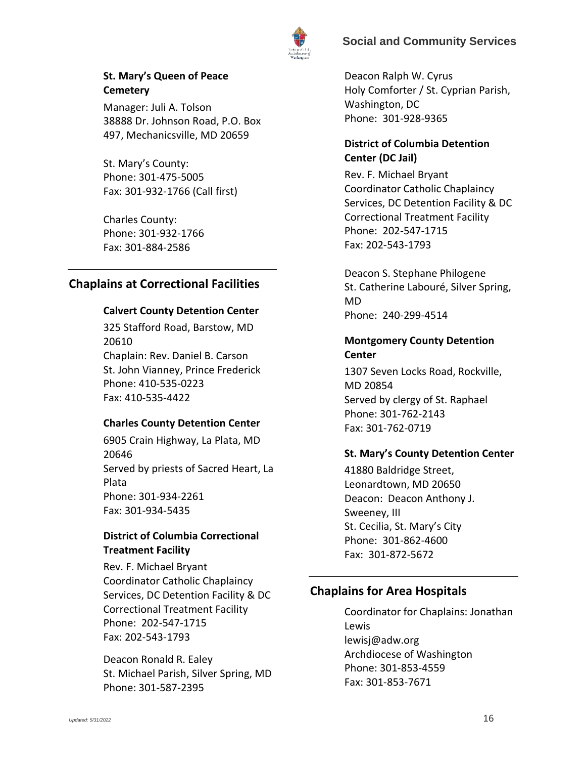### St. Mary's Queen of Peace Cemetery

Manager: Juli A. Tolson
38888 Dr. Johnson Road, P.O. Box 497, Mechanicsville, MD 20659

St. Mary's County:
Phone: 301-475-5005
Fax: 301-932-1766 (Call first)

Charles County:
Phone: 301-932-1766
Fax: 301-884-2586

## Chaplains at Correctional Facilities

### Calvert County Detention Center

325 Stafford Road, Barstow, MD 20610
Chaplain: Rev. Daniel B. Carson
St. John Vianney, Prince Frederick
Phone: 410-535-0223
Fax: 410-535-4422

### Charles County Detention Center

6905 Crain Highway, La Plata, MD 20646
Served by priests of Sacred Heart, La Plata
Phone: 301-934-2261
Fax: 301-934-5435

### District of Columbia Correctional Treatment Facility

Rev. F. Michael Bryant
Coordinator Catholic Chaplaincy Services, DC Detention Facility & DC Correctional Treatment Facility
Phone: 202-547-1715
Fax: 202-543-1793

Deacon Ronald R. Ealey
St. Michael Parish, Silver Spring, MD
Phone: 301-587-2395

Deacon Ralph W. Cyrus
Holy Comforter / St. Cyprian Parish, Washington, DC
Phone: 301-928-9365

### District of Columbia Detention Center (DC Jail)

Rev. F. Michael Bryant
Coordinator Catholic Chaplaincy Services, DC Detention Facility & DC Correctional Treatment Facility
Phone: 202-547-1715
Fax: 202-543-1793

Deacon S. Stephane Philogene
St. Catherine Labouré, Silver Spring, MD
Phone: 240-299-4514

### Montgomery County Detention Center

1307 Seven Locks Road, Rockville, MD 20854
Served by clergy of St. Raphael
Phone: 301-762-2143
Fax: 301-762-0719

### St. Mary's County Detention Center

41880 Baldridge Street, Leonardtown, MD 20650
Deacon: Deacon Anthony J. Sweeney, III
St. Cecilia, St. Mary's City
Phone: 301-862-4600
Fax: 301-872-5672

## Chaplains for Area Hospitals

Coordinator for Chaplains: Jonathan Lewis
lewisj@adw.org
Archdiocese of Washington
Phone: 301-853-4559
Fax: 301-853-7671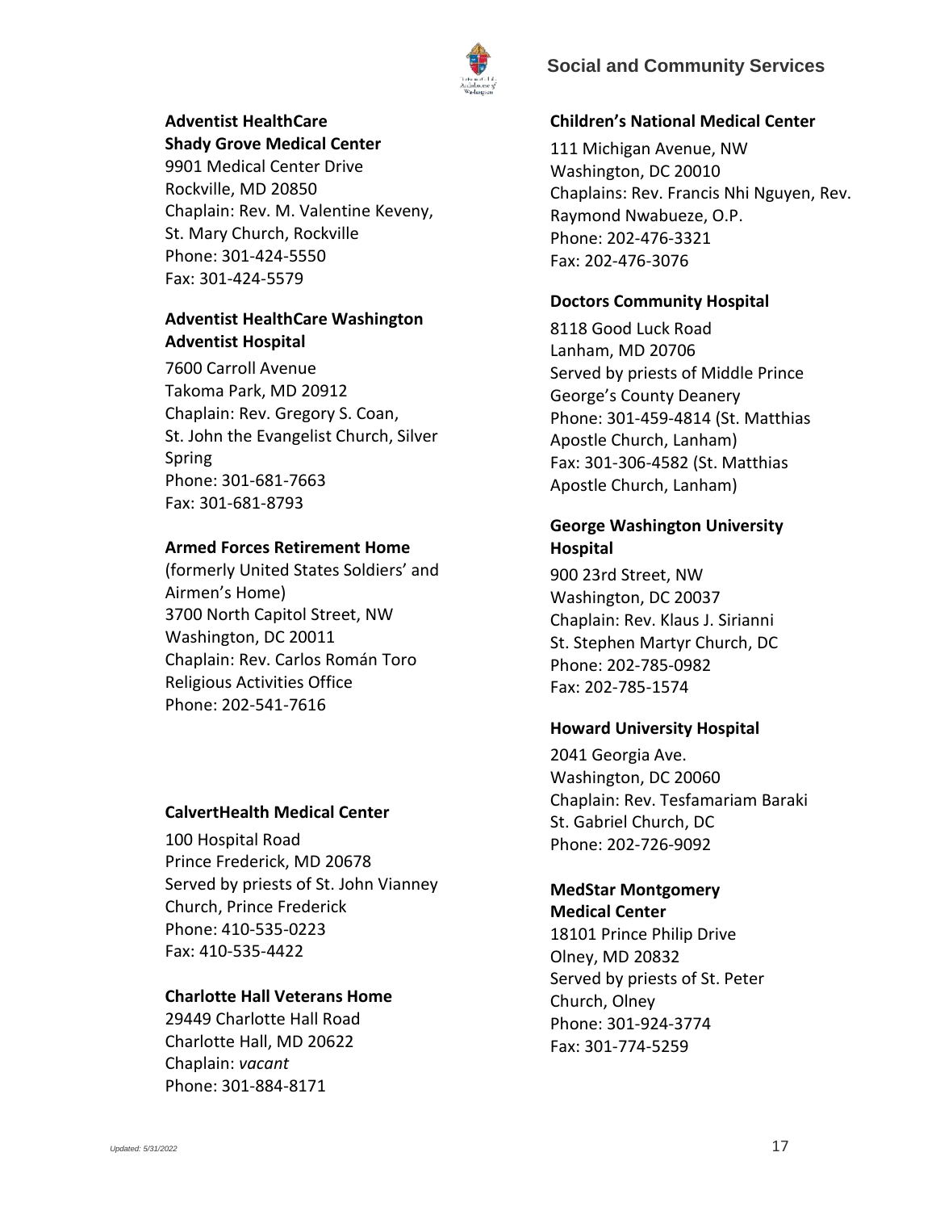**Adventist HealthCare Shady Grove Medical Center**

9901 Medical Center Drive
Rockville, MD 20850
Chaplain: Rev. M. Valentine Keveny, St. Mary Church, Rockville
Phone: 301-424-5550
Fax: 301-424-5579

**Adventist HealthCare Washington Adventist Hospital**

7600 Carroll Avenue
Takoma Park, MD 20912
Chaplain: Rev. Gregory S. Coan, St. John the Evangelist Church, Silver Spring
Phone: 301-681-7663
Fax: 301-681-8793

**Armed Forces Retirement Home**

(formerly United States Soldiers' and Airmen's Home)
3700 North Capitol Street, NW
Washington, DC 20011
Chaplain: Rev. Carlos Román Toro
Religious Activities Office
Phone: 202-541-7616

**CalvertHealth Medical Center**

100 Hospital Road
Prince Frederick, MD 20678
Served by priests of St. John Vianney Church, Prince Frederick
Phone: 410-535-0223
Fax: 410-535-4422

**Charlotte Hall Veterans Home**

29449 Charlotte Hall Road
Charlotte Hall, MD 20622
Chaplain: *vacant*
Phone: 301-884-8171

**Children's National Medical Center**

111 Michigan Avenue, NW
Washington, DC 20010
Chaplains: Rev. Francis Nhi Nguyen, Rev. Raymond Nwabueze, O.P.
Phone: 202-476-3321
Fax: 202-476-3076

**Doctors Community Hospital**

8118 Good Luck Road
Lanham, MD 20706
Served by priests of Middle Prince George's County Deanery
Phone: 301-459-4814 (St. Matthias Apostle Church, Lanham)
Fax: 301-306-4582 (St. Matthias Apostle Church, Lanham)

**George Washington University Hospital**

900 23rd Street, NW
Washington, DC 20037
Chaplain: Rev. Klaus J. Sirianni
St. Stephen Martyr Church, DC
Phone: 202-785-0982
Fax: 202-785-1574

**Howard University Hospital**

2041 Georgia Ave.
Washington, DC 20060
Chaplain: Rev. Tesfamariam Baraki
St. Gabriel Church, DC
Phone: 202-726-9092

**MedStar Montgomery Medical Center**

18101 Prince Philip Drive
Olney, MD 20832
Served by priests of St. Peter Church, Olney
Phone: 301-924-3774
Fax: 301-774-5259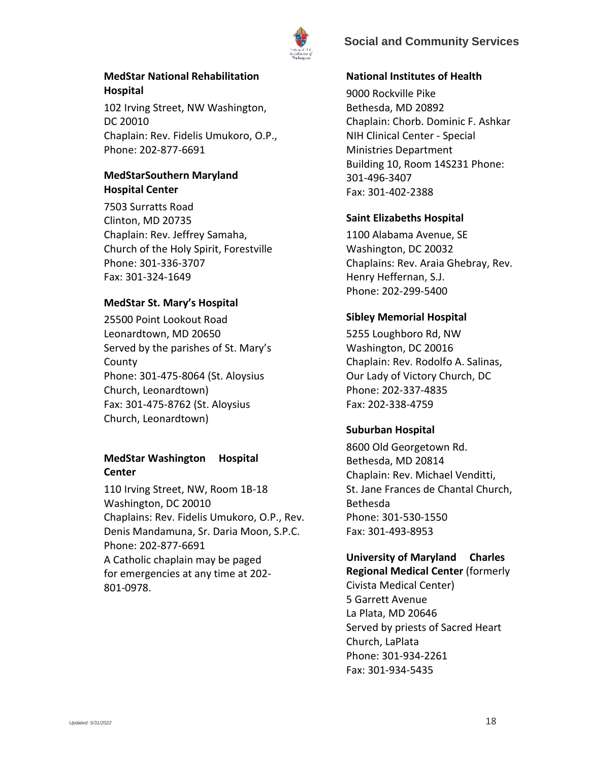**MedStar National Rehabilitation Hospital**

102 Irving Street, NW Washington, DC 20010
Chaplain: Rev. Fidelis Umukoro, O.P.,
Phone: 202-877-6691

**MedStarSouthern Maryland Hospital Center**

7503 Surratts Road
Clinton, MD 20735
Chaplain: Rev. Jeffrey Samaha,
Church of the Holy Spirit, Forestville
Phone: 301-336-3707
Fax: 301-324-1649

**MedStar St. Mary's Hospital**

25500 Point Lookout Road
Leonardtown, MD 20650
Served by the parishes of St. Mary's County
Phone: 301-475-8064 (St. Aloysius Church, Leonardtown)
Fax: 301-475-8762 (St. Aloysius Church, Leonardtown)

**MedStar Washington Hospital Center**

110 Irving Street, NW, Room 1B-18
Washington, DC 20010
Chaplains: Rev. Fidelis Umukoro, O.P., Rev. Denis Mandamuna, Sr. Daria Moon, S.P.C.
Phone: 202-877-6691
A Catholic chaplain may be paged for emergencies at any time at 202-801-0978.

**National Institutes of Health**

9000 Rockville Pike
Bethesda, MD 20892
Chaplain: Chorb. Dominic F. Ashkar
NIH Clinical Center - Special Ministries Department
Building 10, Room 14S231 Phone: 301-496-3407
Fax: 301-402-2388

**Saint Elizabeths Hospital**

1100 Alabama Avenue, SE
Washington, DC 20032
Chaplains: Rev. Araia Ghebray, Rev. Henry Heffernan, S.J.
Phone: 202-299-5400

**Sibley Memorial Hospital**

5255 Loughboro Rd, NW
Washington, DC 20016
Chaplain: Rev. Rodolfo A. Salinas,
Our Lady of Victory Church, DC
Phone: 202-337-4835
Fax: 202-338-4759

**Suburban Hospital**

8600 Old Georgetown Rd.
Bethesda, MD 20814
Chaplain: Rev. Michael Venditti,
St. Jane Frances de Chantal Church, Bethesda
Phone: 301-530-1550
Fax: 301-493-8953

**University of Maryland Charles Regional Medical Center** (formerly Civista Medical Center)
5 Garrett Avenue
La Plata, MD 20646
Served by priests of Sacred Heart Church, LaPlata
Phone: 301-934-2261
Fax: 301-934-5435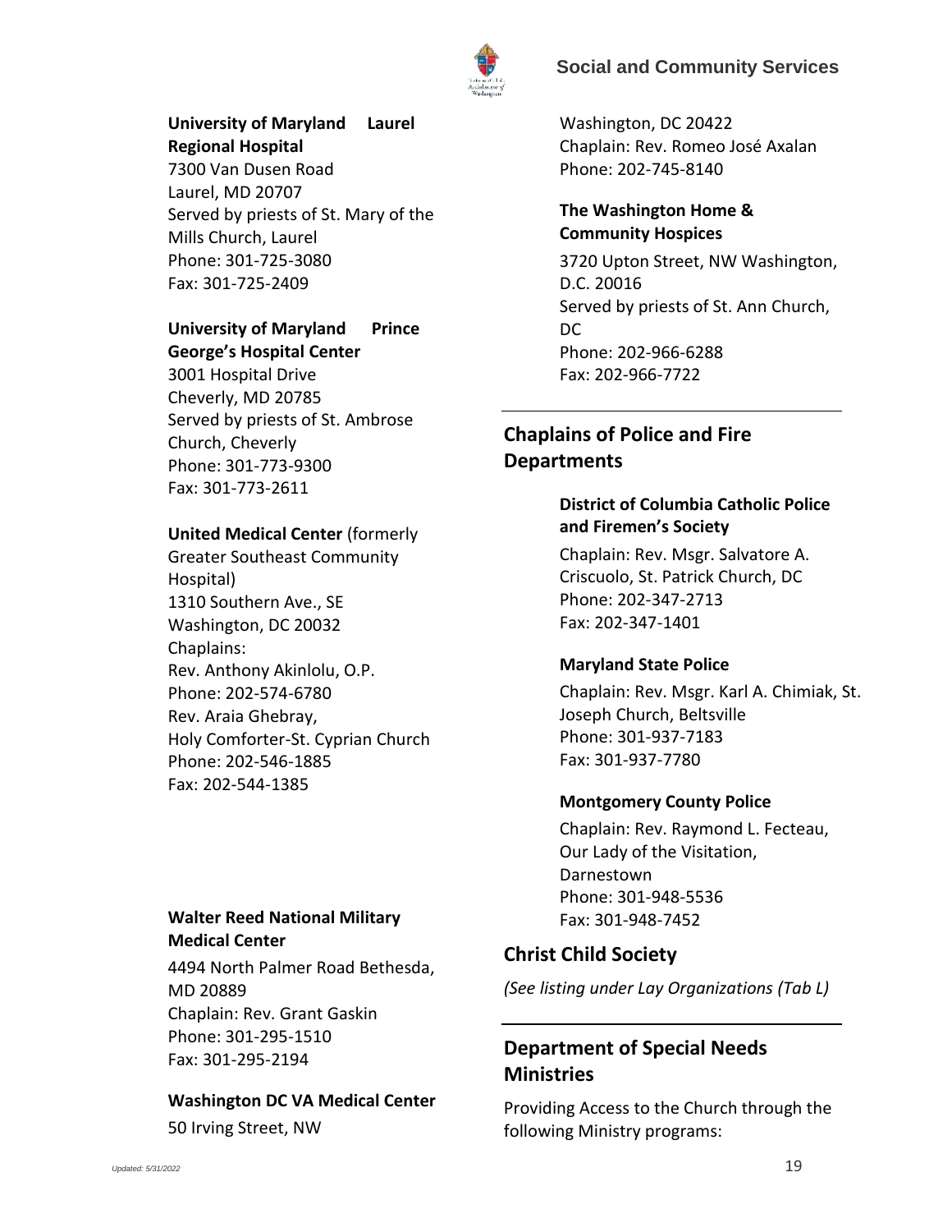**University of Maryland Laurel Regional Hospital**

7300 Van Dusen Road
Laurel, MD 20707
Served by priests of St. Mary of the Mills Church, Laurel
Phone: 301-725-3080
Fax: 301-725-2409

**University of Maryland Prince George's Hospital Center**

3001 Hospital Drive
Cheverly, MD 20785
Served by priests of St. Ambrose Church, Cheverly
Phone: 301-773-9300
Fax: 301-773-2611

**United Medical Center** (formerly Greater Southeast Community Hospital)
1310 Southern Ave., SE
Washington, DC 20032
Chaplains:
Rev. Anthony Akinlolu, O.P.
Phone: 202-574-6780
Rev. Araia Ghebray,
Holy Comforter-St. Cyprian Church
Phone: 202-546-1885
Fax: 202-544-1385

**Walter Reed National Military Medical Center**

4494 North Palmer Road Bethesda, MD 20889
Chaplain: Rev. Grant Gaskin
Phone: 301-295-1510
Fax: 301-295-2194

**Washington DC VA Medical Center**

50 Irving Street, NW
Washington, DC 20422
Chaplain: Rev. Romeo José Axalan
Phone: 202-745-8140

**The Washington Home & Community Hospices**

3720 Upton Street, NW Washington, D.C. 20016
Served by priests of St. Ann Church, DC
Phone: 202-966-6288
Fax: 202-966-7722

## Chaplains of Police and Fire Departments

**District of Columbia Catholic Police and Firemen's Society**

Chaplain: Rev. Msgr. Salvatore A. Criscuolo, St. Patrick Church, DC
Phone: 202-347-2713
Fax: 202-347-1401

**Maryland State Police**

Chaplain: Rev. Msgr. Karl A. Chimiak, St. Joseph Church, Beltsville
Phone: 301-937-7183
Fax: 301-937-7780

**Montgomery County Police**

Chaplain: Rev. Raymond L. Fecteau, Our Lady of the Visitation, Darnestown
Phone: 301-948-5536
Fax: 301-948-7452

## Christ Child Society

*(See listing under Lay Organizations (Tab L)*

## Department of Special Needs Ministries

Providing Access to the Church through the following Ministry programs: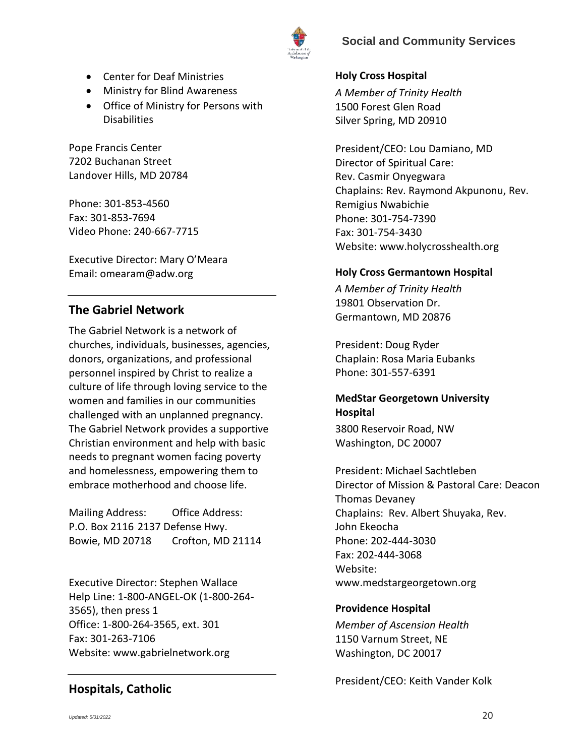- Center for Deaf Ministries
- Ministry for Blind Awareness
- Office of Ministry for Persons with Disabilities

Pope Francis Center
7202 Buchanan Street
Landover Hills, MD 20784

Phone: 301-853-4560
Fax: 301-853-7694
Video Phone: 240-667-7715

Executive Director: Mary O'Meara
Email: omearam@adw.org

## The Gabriel Network

The Gabriel Network is a network of churches, individuals, businesses, agencies, donors, organizations, and professional personnel inspired by Christ to realize a culture of life through loving service to the women and families in our communities challenged with an unplanned pregnancy. The Gabriel Network provides a supportive Christian environment and help with basic needs to pregnant women facing poverty and homelessness, empowering them to embrace motherhood and choose life.

Mailing Address:
P.O. Box 2116
Bowie, MD 20718

Office Address:
2137 Defense Hwy.
Crofton, MD 21114

Executive Director: Stephen Wallace
Help Line: 1-800-ANGEL-OK (1-800-264-3565), then press 1
Office: 1-800-264-3565, ext. 301
Fax: 301-263-7106
Website: www.gabrielnetwork.org

## Hospitals, Catholic

**Holy Cross Hospital**

*A Member of Trinity Health*
1500 Forest Glen Road
Silver Spring, MD 20910

President/CEO: Lou Damiano, MD
Director of Spiritual Care:
Rev. Casmir Onyegwara
Chaplains: Rev. Raymond Akpunonu, Rev. Remigius Nwabichie
Phone: 301-754-7390
Fax: 301-754-3430
Website: www.holycrosshealth.org

**Holy Cross Germantown Hospital**

*A Member of Trinity Health*
19801 Observation Dr.
Germantown, MD 20876

President: Doug Ryder
Chaplain: Rosa Maria Eubanks
Phone: 301-557-6391

**MedStar Georgetown University Hospital**

3800 Reservoir Road, NW
Washington, DC 20007

President: Michael Sachtleben
Director of Mission & Pastoral Care: Deacon Thomas Devaney
Chaplains: Rev. Albert Shuyaka, Rev. John Ekeocha
Phone: 202-444-3030
Fax: 202-444-3068
Website:
www.medstargeorgetown.org

**Providence Hospital**

*Member of Ascension Health*
1150 Varnum Street, NE
Washington, DC 20017

President/CEO: Keith Vander Kolk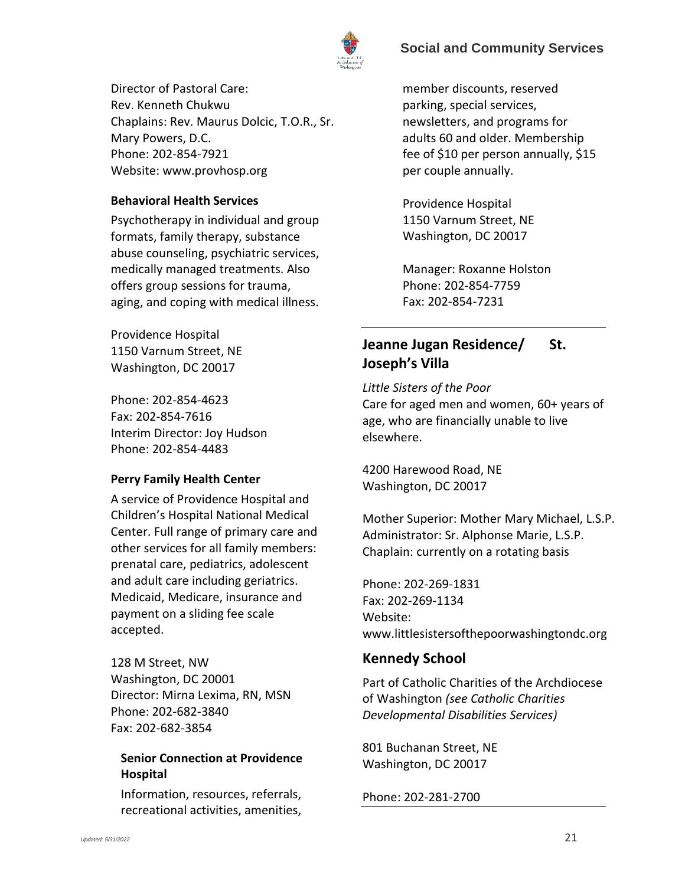Director of Pastoral Care:
Rev. Kenneth Chukwu
Chaplains: Rev. Maurus Dolcic, T.O.R., Sr. Mary Powers, D.C.
Phone: 202-854-7921
Website: www.provhosp.org

**Behavioral Health Services**

Psychotherapy in individual and group formats, family therapy, substance abuse counseling, psychiatric services, medically managed treatments. Also offers group sessions for trauma, aging, and coping with medical illness.

Providence Hospital
1150 Varnum Street, NE
Washington, DC 20017

Phone: 202-854-4623
Fax: 202-854-7616
Interim Director: Joy Hudson
Phone: 202-854-4483

**Perry Family Health Center**

A service of Providence Hospital and Children's Hospital National Medical Center. Full range of primary care and other services for all family members: prenatal care, pediatrics, adolescent and adult care including geriatrics. Medicaid, Medicare, insurance and payment on a sliding fee scale accepted.

128 M Street, NW
Washington, DC 20001
Director: Mirna Lexima, RN, MSN
Phone: 202-682-3840
Fax: 202-682-3854

**Senior Connection at Providence Hospital**

Information, resources, referrals, recreational activities, amenities, member discounts, reserved parking, special services, newsletters, and programs for adults 60 and older. Membership fee of $10 per person annually, $15 per couple annually.

Providence Hospital
1150 Varnum Street, NE
Washington, DC 20017

Manager: Roxanne Holston
Phone: 202-854-7759
Fax: 202-854-7231

## Jeanne Jugan Residence/ St. Joseph's Villa

*Little Sisters of the Poor*
Care for aged men and women, 60+ years of age, who are financially unable to live elsewhere.

4200 Harewood Road, NE
Washington, DC 20017

Mother Superior: Mother Mary Michael, L.S.P.
Administrator: Sr. Alphonse Marie, L.S.P.
Chaplain: currently on a rotating basis

Phone: 202-269-1831
Fax: 202-269-1134
Website:
www.littlesistersofthepoorwashingtondc.org

## Kennedy School

Part of Catholic Charities of the Archdiocese of Washington *(see Catholic Charities Developmental Disabilities Services)*

801 Buchanan Street, NE
Washington, DC 20017

Phone: 202-281-2700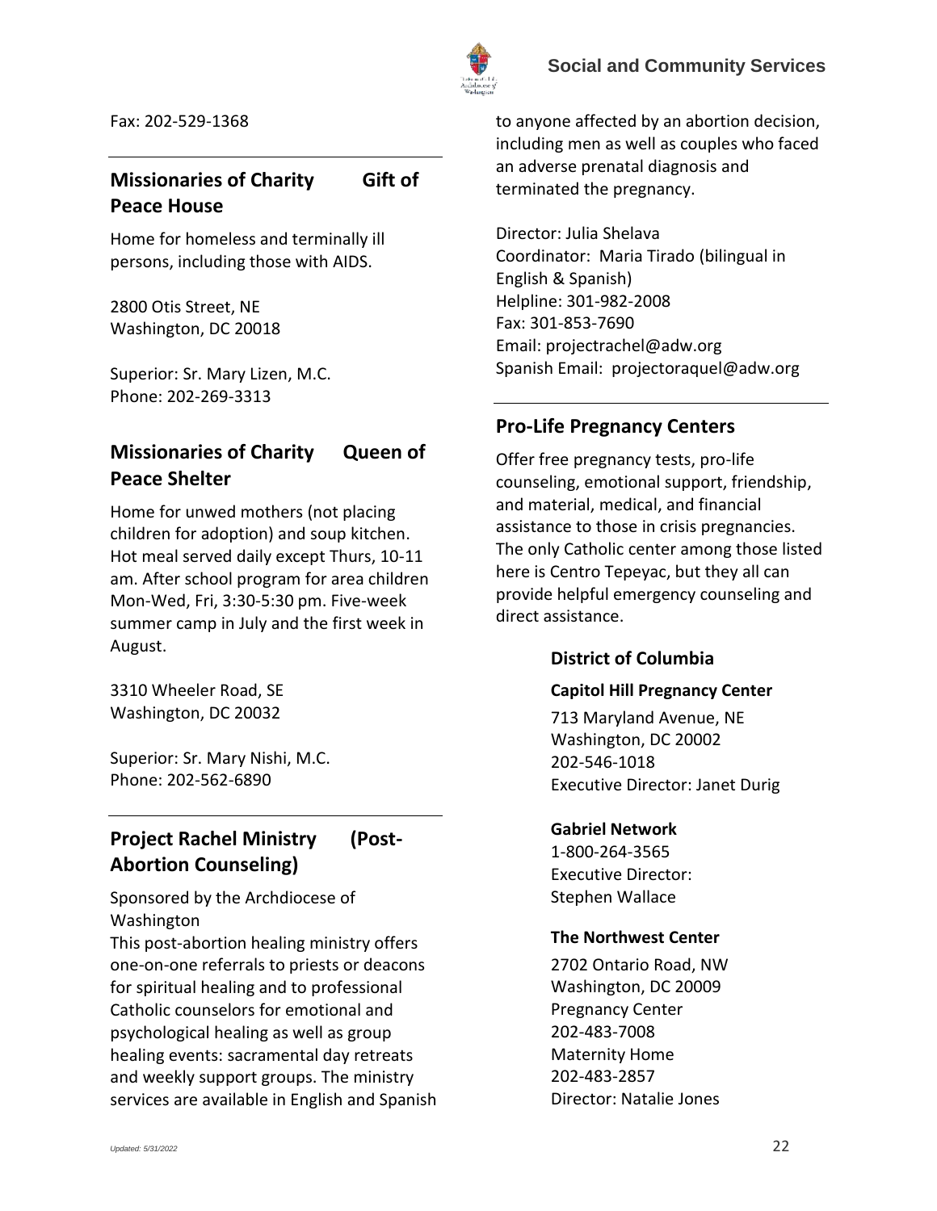Fax: 202-529-1368

## Missionaries of Charity Gift of Peace House

Home for homeless and terminally ill persons, including those with AIDS.

2800 Otis Street, NE
Washington, DC 20018

Superior: Sr. Mary Lizen, M.C.
Phone: 202-269-3313

## Missionaries of Charity Queen of Peace Shelter

Home for unwed mothers (not placing children for adoption) and soup kitchen. Hot meal served daily except Thurs, 10-11 am. After school program for area children Mon-Wed, Fri, 3:30-5:30 pm. Five-week summer camp in July and the first week in August.

3310 Wheeler Road, SE
Washington, DC 20032

Superior: Sr. Mary Nishi, M.C.
Phone: 202-562-6890

## Project Rachel Ministry (Post-Abortion Counseling)

Sponsored by the Archdiocese of Washington
This post-abortion healing ministry offers one-on-one referrals to priests or deacons for spiritual healing and to professional Catholic counselors for emotional and psychological healing as well as group healing events: sacramental day retreats and weekly support groups. The ministry services are available in English and Spanish to anyone affected by an abortion decision, including men as well as couples who faced an adverse prenatal diagnosis and terminated the pregnancy.

Director: Julia Shelava
Coordinator: Maria Tirado (bilingual in English & Spanish)
Helpline: 301-982-2008
Fax: 301-853-7690
Email: projectrachel@adw.org
Spanish Email: projectoraquel@adw.org

## Pro-Life Pregnancy Centers

Offer free pregnancy tests, pro-life counseling, emotional support, friendship, and material, medical, and financial assistance to those in crisis pregnancies. The only Catholic center among those listed here is Centro Tepeyac, but they all can provide helpful emergency counseling and direct assistance.

### District of Columbia

**Capitol Hill Pregnancy Center**

713 Maryland Avenue, NE
Washington, DC 20002
202-546-1018
Executive Director: Janet Durig

**Gabriel Network**

1-800-264-3565
Executive Director:
Stephen Wallace

**The Northwest Center**

2702 Ontario Road, NW
Washington, DC 20009
Pregnancy Center
202-483-7008
Maternity Home
202-483-2857
Director: Natalie Jones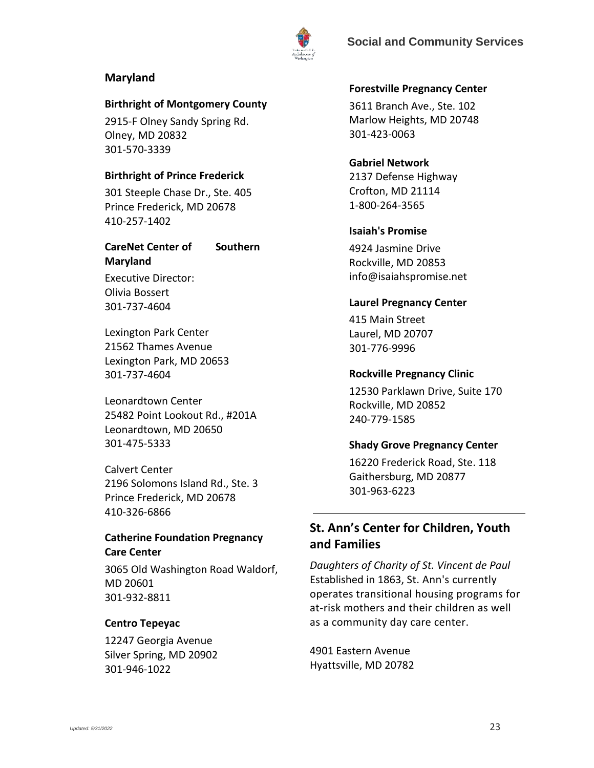## Maryland

### Birthright of Montgomery County

2915-F Olney Sandy Spring Rd.
Olney, MD 20832
301-570-3339

### Birthright of Prince Frederick

301 Steeple Chase Dr., Ste. 405
Prince Frederick, MD 20678
410-257-1402

### CareNet Center of Southern Maryland

Executive Director:
Olivia Bossert
301-737-4604

Lexington Park Center
21562 Thames Avenue
Lexington Park, MD 20653
301-737-4604

Leonardtown Center
25482 Point Lookout Rd., #201A
Leonardtown, MD 20650
301-475-5333

Calvert Center
2196 Solomons Island Rd., Ste. 3
Prince Frederick, MD 20678
410-326-6866

### Catherine Foundation Pregnancy Care Center

3065 Old Washington Road Waldorf, MD 20601
301-932-8811

### Centro Tepeyac

12247 Georgia Avenue
Silver Spring, MD 20902
301-946-1022

### Forestville Pregnancy Center

3611 Branch Ave., Ste. 102
Marlow Heights, MD 20748
301-423-0063

### Gabriel Network

2137 Defense Highway
Crofton, MD 21114
1-800-264-3565

### Isaiah's Promise

4924 Jasmine Drive
Rockville, MD 20853
info@isaiahspromise.net

### Laurel Pregnancy Center

415 Main Street
Laurel, MD 20707
301-776-9996

### Rockville Pregnancy Clinic

12530 Parklawn Drive, Suite 170
Rockville, MD 20852
240-779-1585

### Shady Grove Pregnancy Center

16220 Frederick Road, Ste. 118
Gaithersburg, MD 20877
301-963-6223

---

## St. Ann's Center for Children, Youth and Families

*Daughters of Charity of St. Vincent de Paul*
Established in 1863, St. Ann's currently operates transitional housing programs for at-risk mothers and their children as well as a community day care center.

4901 Eastern Avenue
Hyattsville, MD 20782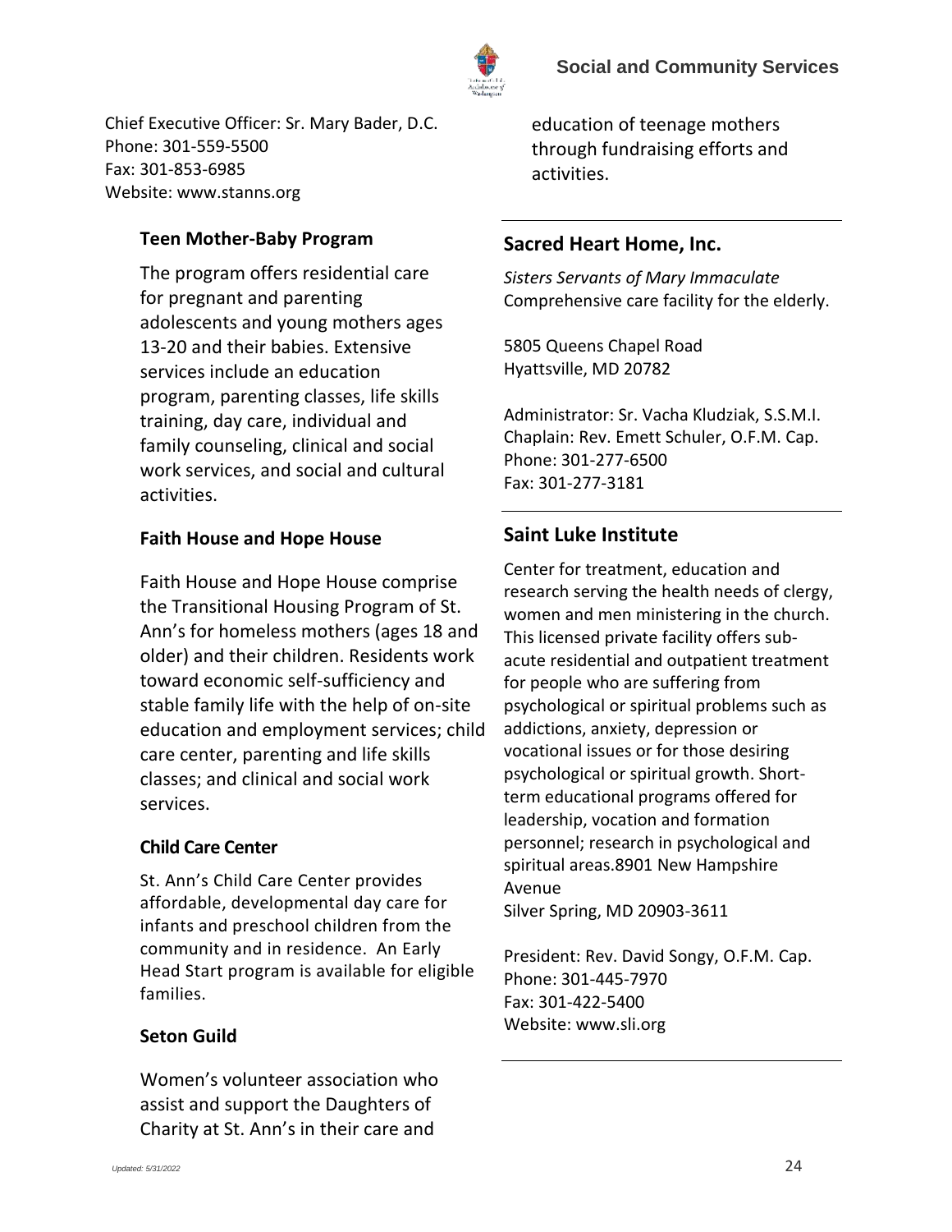Chief Executive Officer: Sr. Mary Bader, D.C.
Phone: 301-559-5500
Fax: 301-853-6985
Website: www.stanns.org

### Teen Mother-Baby Program

The program offers residential care for pregnant and parenting adolescents and young mothers ages 13-20 and their babies. Extensive services include an education program, parenting classes, life skills training, day care, individual and family counseling, clinical and social work services, and social and cultural activities.

### Faith House and Hope House

Faith House and Hope House comprise the Transitional Housing Program of St. Ann's for homeless mothers (ages 18 and older) and their children. Residents work toward economic self-sufficiency and stable family life with the help of on-site education and employment services; child care center, parenting and life skills classes; and clinical and social work services.

### Child Care Center

St. Ann's Child Care Center provides affordable, developmental day care for infants and preschool children from the community and in residence. An Early Head Start program is available for eligible families.

### Seton Guild

Women's volunteer association who assist and support the Daughters of Charity at St. Ann's in their care and education of teenage mothers through fundraising efforts and activities.

---

## Sacred Heart Home, Inc.

*Sisters Servants of Mary Immaculate*
Comprehensive care facility for the elderly.

5805 Queens Chapel Road
Hyattsville, MD 20782

Administrator: Sr. Vacha Kludziak, S.S.M.I.
Chaplain: Rev. Emett Schuler, O.F.M. Cap.
Phone: 301-277-6500
Fax: 301-277-3181

---

## Saint Luke Institute

Center for treatment, education and research serving the health needs of clergy, women and men ministering in the church. This licensed private facility offers sub-acute residential and outpatient treatment for people who are suffering from psychological or spiritual problems such as addictions, anxiety, depression or vocational issues or for those desiring psychological or spiritual growth. Short-term educational programs offered for leadership, vocation and formation personnel; research in psychological and spiritual areas.8901 New Hampshire Avenue
Silver Spring, MD 20903-3611

President: Rev. David Songy, O.F.M. Cap.
Phone: 301-445-7970
Fax: 301-422-5400
Website: www.sli.org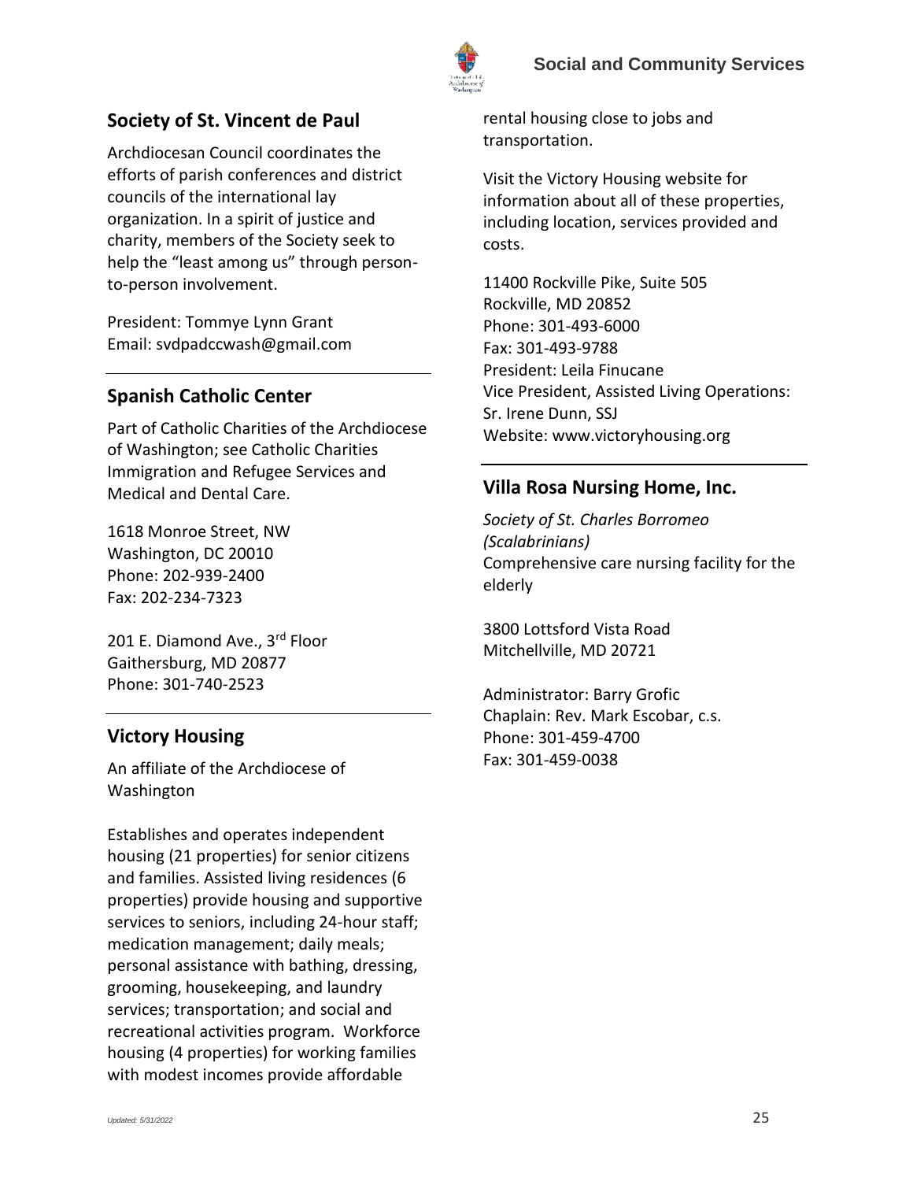## Society of St. Vincent de Paul

Archdiocesan Council coordinates the efforts of parish conferences and district councils of the international lay organization. In a spirit of justice and charity, members of the Society seek to help the "least among us" through person-to-person involvement.

President: Tommye Lynn Grant
Email: svdpadccwash@gmail.com

## Spanish Catholic Center

Part of Catholic Charities of the Archdiocese of Washington; see Catholic Charities Immigration and Refugee Services and Medical and Dental Care.

1618 Monroe Street, NW
Washington, DC 20010
Phone: 202-939-2400
Fax: 202-234-7323

201 E. Diamond Ave., 3rd Floor
Gaithersburg, MD 20877
Phone: 301-740-2523

## Victory Housing

An affiliate of the Archdiocese of Washington

Establishes and operates independent housing (21 properties) for senior citizens and families. Assisted living residences (6 properties) provide housing and supportive services to seniors, including 24-hour staff; medication management; daily meals; personal assistance with bathing, dressing, grooming, housekeeping, and laundry services; transportation; and social and recreational activities program. Workforce housing (4 properties) for working families with modest incomes provide affordable rental housing close to jobs and transportation.

Visit the Victory Housing website for information about all of these properties, including location, services provided and costs.

11400 Rockville Pike, Suite 505
Rockville, MD 20852
Phone: 301-493-6000
Fax: 301-493-9788
President: Leila Finucane
Vice President, Assisted Living Operations: Sr. Irene Dunn, SSJ
Website: www.victoryhousing.org

## Villa Rosa Nursing Home, Inc.

*Society of St. Charles Borromeo (Scalabrinians)*
Comprehensive care nursing facility for the elderly

3800 Lottsford Vista Road
Mitchellville, MD 20721

Administrator: Barry Grofic
Chaplain: Rev. Mark Escobar, c.s.
Phone: 301-459-4700
Fax: 301-459-0038